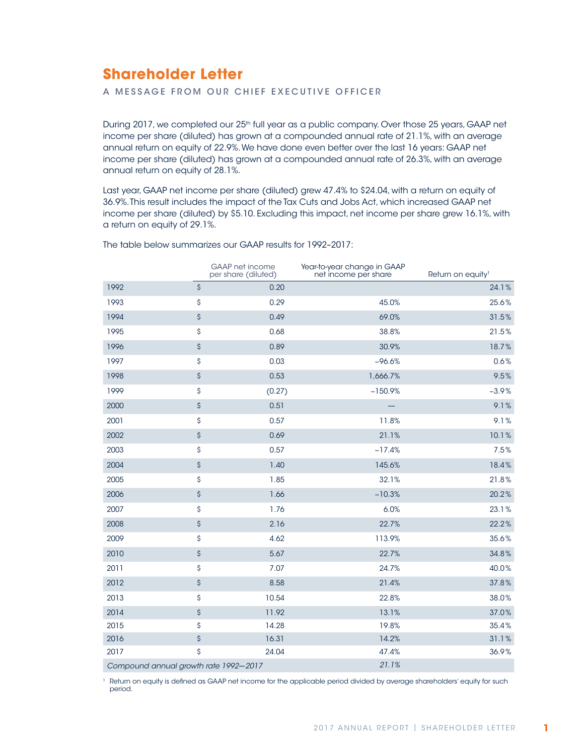# Shareholder Letter

A MESSAGE FROM OUR CHIEF EXECUTIVE OFFICER

During 2017, we completed our 25th full year as a public company. Over those 25 years, GAAP net income per share (diluted) has grown at a compounded annual rate of 21.1%, with an average annual return on equity of 22.9%. We have done even better over the last 16 years: GAAP net income per share (diluted) has grown at a compounded annual rate of 26.3%, with an average annual return on equity of 28.1%.

Last year, GAAP net income per share (diluted) grew 47.4% to $24.04, with a return on equity of 36.9%. This result includes the impact of the Tax Cuts and Jobs Act, which increased GAAP net income per share (diluted) by $5.10. Excluding this impact, net income per share grew 16.1%, with a return on equity of 29.1%.

The table below summarizes our GAAP results for 1992–2017:

| | GAAP net income per share (diluted) | Year-to-year change in GAAP net income per share | Return on equity[1] |
|---|---|---|---|
| 1992 | $ 0.20 | | 24.1% |
| 1993 | $ 0.29 | 45.0% | 25.6% |
| 1994 | $ 0.49 | 69.0% | 31.5% |
| 1995 | $ 0.68 | 38.8% | 21.5% |
| 1996 | $ 0.89 | 30.9% | 18.7% |
| 1997 | $ 0.03 | −96.6% | 0.6% |
| 1998 | $ 0.53 | 1,666.7% | 9.5% |
| 1999 | $ (0.27) | −150.9% | −3.9% |
| 2000 | $ 0.51 | — | 9.1% |
| 2001 | $ 0.57 | 11.8% | 9.1% |
| 2002 | $ 0.69 | 21.1% | 10.1% |
| 2003 | $ 0.57 | −17.4% | 7.5% |
| 2004 | $ 1.40 | 145.6% | 18.4% |
| 2005 | $ 1.85 | 32.1% | 21.8% |
| 2006 | $ 1.66 | −10.3% | 20.2% |
| 2007 | $ 1.76 | 6.0% | 23.1% |
| 2008 | $ 2.16 | 22.7% | 22.2% |
| 2009 | $ 4.62 | 113.9% | 35.6% |
| 2010 | $ 5.67 | 22.7% | 34.8% |
| 2011 | $ 7.07 | 24.7% | 40.0% |
| 2012 | $ 8.58 | 21.4% | 37.8% |
| 2013 | $ 10.54 | 22.8% | 38.0% |
| 2014 | $ 11.92 | 13.1% | 37.0% |
| 2015 | $ 14.28 | 19.8% | 35.4% |
| 2016 | $ 16.31 | 14.2% | 31.1% |
| 2017 | $ 24.04 | 47.4% | 36.9% |
| *Compound annual growth rate 1992—2017* | | *21.1%* | |

[1] Return on equity is defined as GAAP net income for the applicable period divided by average shareholders' equity for such period.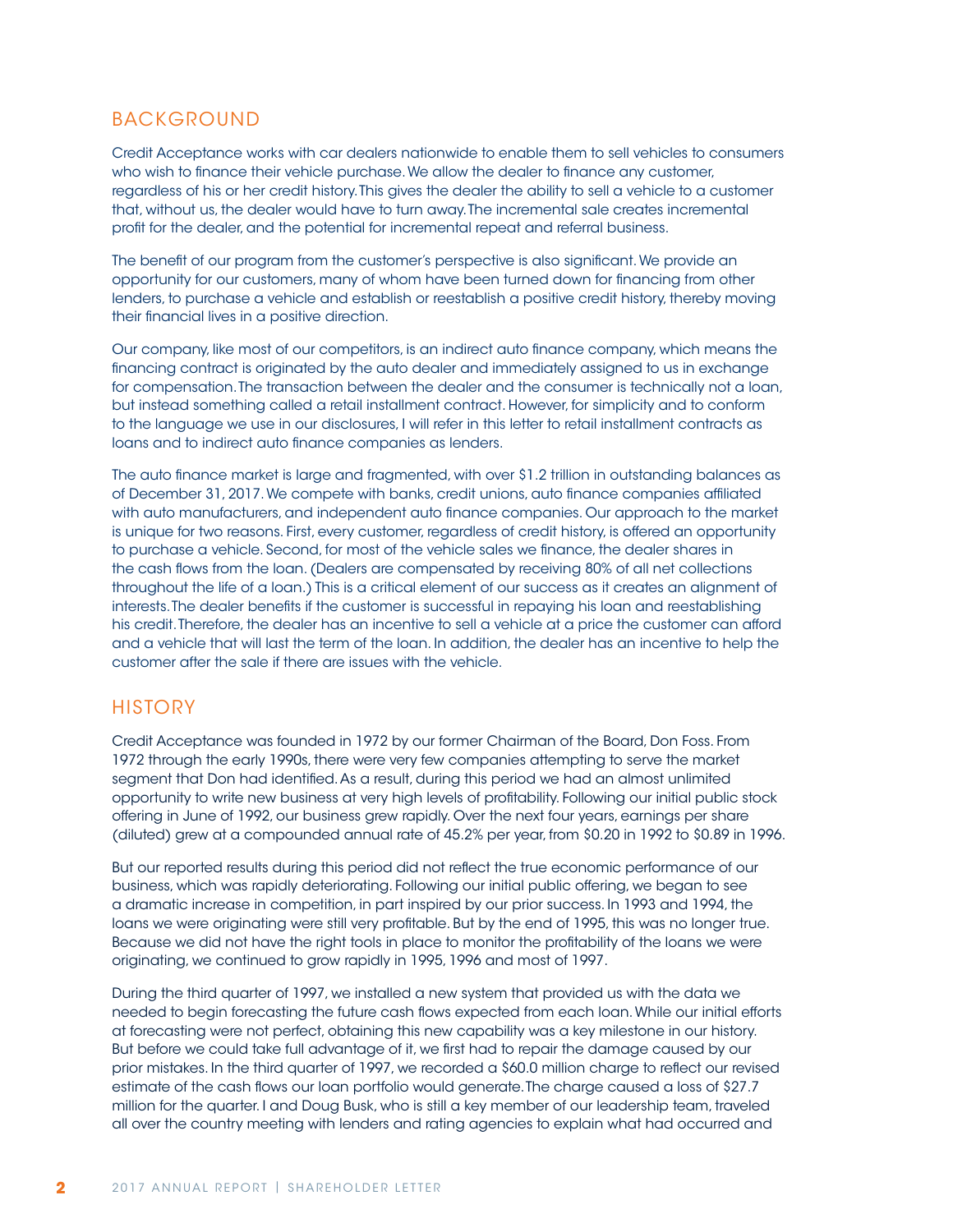## BACKGROUND

Credit Acceptance works with car dealers nationwide to enable them to sell vehicles to consumers who wish to finance their vehicle purchase. We allow the dealer to finance any customer, regardless of his or her credit history. This gives the dealer the ability to sell a vehicle to a customer that, without us, the dealer would have to turn away. The incremental sale creates incremental profit for the dealer, and the potential for incremental repeat and referral business.

The benefit of our program from the customer's perspective is also significant. We provide an opportunity for our customers, many of whom have been turned down for financing from other lenders, to purchase a vehicle and establish or reestablish a positive credit history, thereby moving their financial lives in a positive direction.

Our company, like most of our competitors, is an indirect auto finance company, which means the financing contract is originated by the auto dealer and immediately assigned to us in exchange for compensation. The transaction between the dealer and the consumer is technically not a loan, but instead something called a retail installment contract. However, for simplicity and to conform to the language we use in our disclosures, I will refer in this letter to retail installment contracts as loans and to indirect auto finance companies as lenders.

The auto finance market is large and fragmented, with over $1.2 trillion in outstanding balances as of December 31, 2017. We compete with banks, credit unions, auto finance companies affiliated with auto manufacturers, and independent auto finance companies. Our approach to the market is unique for two reasons. First, every customer, regardless of credit history, is offered an opportunity to purchase a vehicle. Second, for most of the vehicle sales we finance, the dealer shares in the cash flows from the loan. (Dealers are compensated by receiving 80% of all net collections throughout the life of a loan.) This is a critical element of our success as it creates an alignment of interests. The dealer benefits if the customer is successful in repaying his loan and reestablishing his credit. Therefore, the dealer has an incentive to sell a vehicle at a price the customer can afford and a vehicle that will last the term of the loan. In addition, the dealer has an incentive to help the customer after the sale if there are issues with the vehicle.

## HISTORY

Credit Acceptance was founded in 1972 by our former Chairman of the Board, Don Foss. From 1972 through the early 1990s, there were very few companies attempting to serve the market segment that Don had identified. As a result, during this period we had an almost unlimited opportunity to write new business at very high levels of profitability. Following our initial public stock offering in June of 1992, our business grew rapidly. Over the next four years, earnings per share (diluted) grew at a compounded annual rate of 45.2% per year, from $0.20 in 1992 to $0.89 in 1996.

But our reported results during this period did not reflect the true economic performance of our business, which was rapidly deteriorating. Following our initial public offering, we began to see a dramatic increase in competition, in part inspired by our prior success. In 1993 and 1994, the loans we were originating were still very profitable. But by the end of 1995, this was no longer true. Because we did not have the right tools in place to monitor the profitability of the loans we were originating, we continued to grow rapidly in 1995, 1996 and most of 1997.

During the third quarter of 1997, we installed a new system that provided us with the data we needed to begin forecasting the future cash flows expected from each loan. While our initial efforts at forecasting were not perfect, obtaining this new capability was a key milestone in our history. But before we could take full advantage of it, we first had to repair the damage caused by our prior mistakes. In the third quarter of 1997, we recorded a $60.0 million charge to reflect our revised estimate of the cash flows our loan portfolio would generate. The charge caused a loss of $27.7 million for the quarter. I and Doug Busk, who is still a key member of our leadership team, traveled all over the country meeting with lenders and rating agencies to explain what had occurred and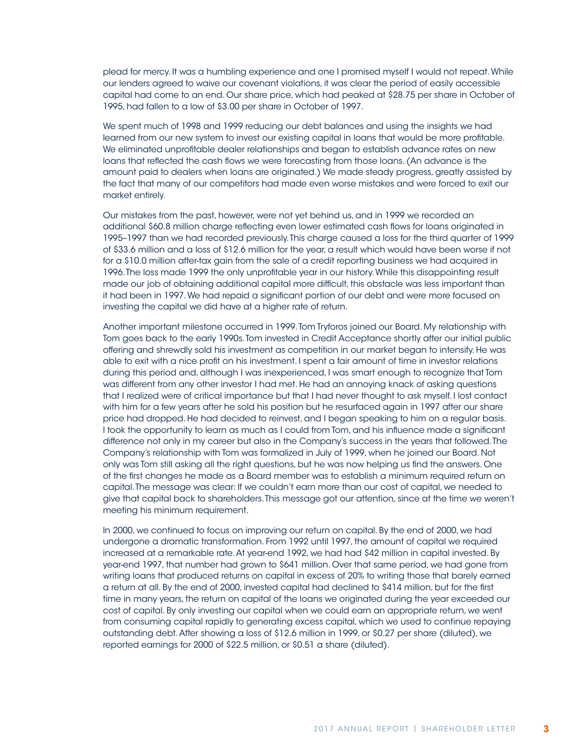plead for mercy. It was a humbling experience and one I promised myself I would not repeat. While our lenders agreed to waive our covenant violations, it was clear the period of easily accessible capital had come to an end. Our share price, which had peaked at $28.75 per share in October of 1995, had fallen to a low of $3.00 per share in October of 1997.

We spent much of 1998 and 1999 reducing our debt balances and using the insights we had learned from our new system to invest our existing capital in loans that would be more profitable. We eliminated unprofitable dealer relationships and began to establish advance rates on new loans that reflected the cash flows we were forecasting from those loans. (An advance is the amount paid to dealers when loans are originated.) We made steady progress, greatly assisted by the fact that many of our competitors had made even worse mistakes and were forced to exit our market entirely.

Our mistakes from the past, however, were not yet behind us, and in 1999 we recorded an additional $60.8 million charge reflecting even lower estimated cash flows for loans originated in 1995–1997 than we had recorded previously. This charge caused a loss for the third quarter of 1999 of $33.6 million and a loss of $12.6 million for the year, a result which would have been worse if not for a $10.0 million after-tax gain from the sale of a credit reporting business we had acquired in 1996. The loss made 1999 the only unprofitable year in our history. While this disappointing result made our job of obtaining additional capital more difficult, this obstacle was less important than it had been in 1997. We had repaid a significant portion of our debt and were more focused on investing the capital we did have at a higher rate of return.

Another important milestone occurred in 1999. Tom Tryforos joined our Board. My relationship with Tom goes back to the early 1990s. Tom invested in Credit Acceptance shortly after our initial public offering and shrewdly sold his investment as competition in our market began to intensify. He was able to exit with a nice profit on his investment. I spent a fair amount of time in investor relations during this period and, although I was inexperienced, I was smart enough to recognize that Tom was different from any other investor I had met. He had an annoying knack of asking questions that I realized were of critical importance but that I had never thought to ask myself. I lost contact with him for a few years after he sold his position but he resurfaced again in 1997 after our share price had dropped. He had decided to reinvest, and I began speaking to him on a regular basis. I took the opportunity to learn as much as I could from Tom, and his influence made a significant difference not only in my career but also in the Company's success in the years that followed. The Company's relationship with Tom was formalized in July of 1999, when he joined our Board. Not only was Tom still asking all the right questions, but he was now helping us find the answers. One of the first changes he made as a Board member was to establish a minimum required return on capital. The message was clear: If we couldn't earn more than our cost of capital, we needed to give that capital back to shareholders. This message got our attention, since at the time we weren't meeting his minimum requirement.

In 2000, we continued to focus on improving our return on capital. By the end of 2000, we had undergone a dramatic transformation. From 1992 until 1997, the amount of capital we required increased at a remarkable rate. At year-end 1992, we had had $42 million in capital invested. By year-end 1997, that number had grown to $641 million. Over that same period, we had gone from writing loans that produced returns on capital in excess of 20% to writing those that barely earned a return at all. By the end of 2000, invested capital had declined to $414 million, but for the first time in many years, the return on capital of the loans we originated during the year exceeded our cost of capital. By only investing our capital when we could earn an appropriate return, we went from consuming capital rapidly to generating excess capital, which we used to continue repaying outstanding debt. After showing a loss of $12.6 million in 1999, or $0.27 per share (diluted), we reported earnings for 2000 of $22.5 million, or $0.51 a share (diluted).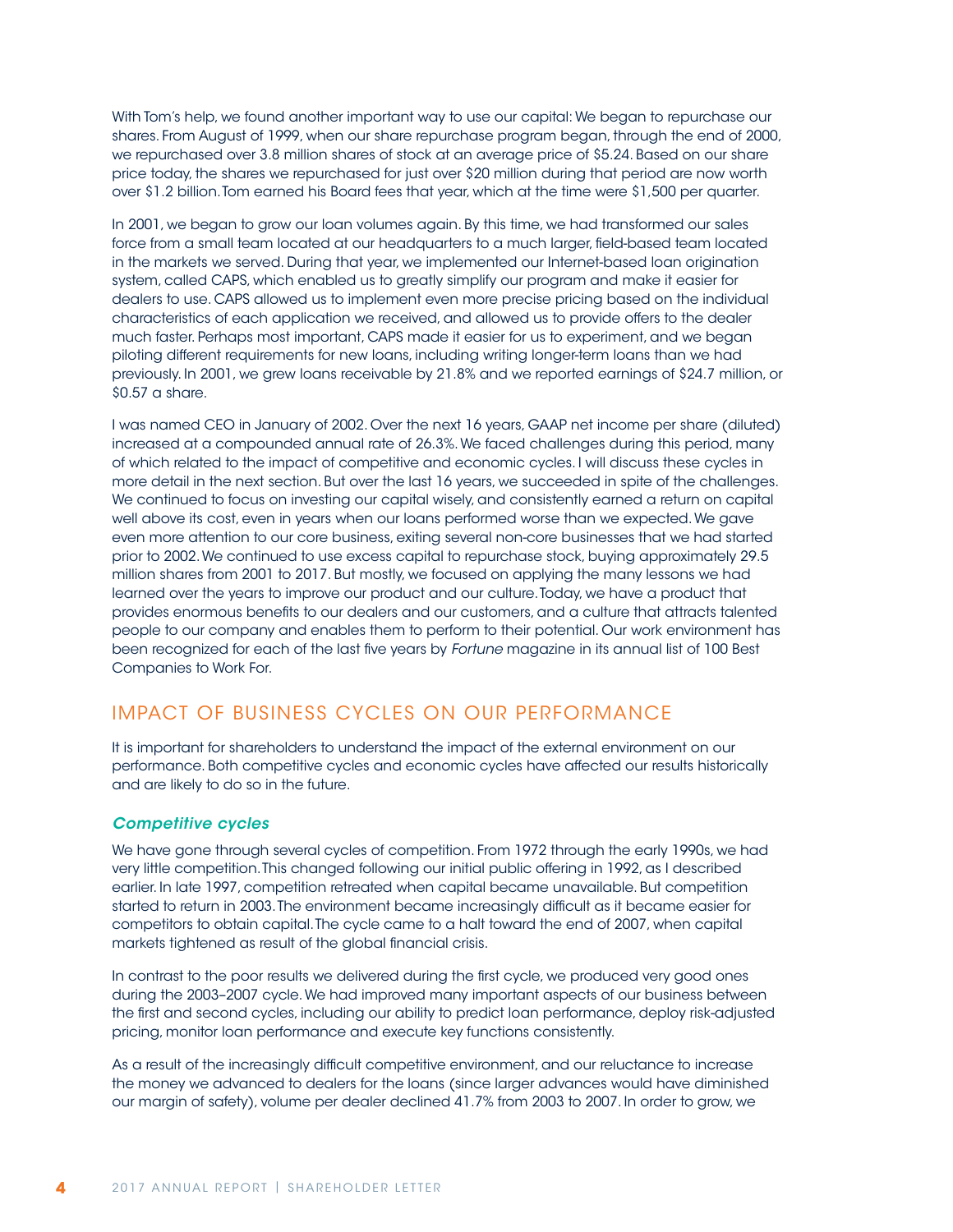With Tom's help, we found another important way to use our capital: We began to repurchase our shares. From August of 1999, when our share repurchase program began, through the end of 2000, we repurchased over 3.8 million shares of stock at an average price of $5.24. Based on our share price today, the shares we repurchased for just over $20 million during that period are now worth over $1.2 billion. Tom earned his Board fees that year, which at the time were $1,500 per quarter.

In 2001, we began to grow our loan volumes again. By this time, we had transformed our sales force from a small team located at our headquarters to a much larger, field-based team located in the markets we served. During that year, we implemented our Internet-based loan origination system, called CAPS, which enabled us to greatly simplify our program and make it easier for dealers to use. CAPS allowed us to implement even more precise pricing based on the individual characteristics of each application we received, and allowed us to provide offers to the dealer much faster. Perhaps most important, CAPS made it easier for us to experiment, and we began piloting different requirements for new loans, including writing longer-term loans than we had previously. In 2001, we grew loans receivable by 21.8% and we reported earnings of $24.7 million, or $0.57 a share.

I was named CEO in January of 2002. Over the next 16 years, GAAP net income per share (diluted) increased at a compounded annual rate of 26.3%. We faced challenges during this period, many of which related to the impact of competitive and economic cycles. I will discuss these cycles in more detail in the next section. But over the last 16 years, we succeeded in spite of the challenges. We continued to focus on investing our capital wisely, and consistently earned a return on capital well above its cost, even in years when our loans performed worse than we expected. We gave even more attention to our core business, exiting several non-core businesses that we had started prior to 2002. We continued to use excess capital to repurchase stock, buying approximately 29.5 million shares from 2001 to 2017. But mostly, we focused on applying the many lessons we had learned over the years to improve our product and our culture. Today, we have a product that provides enormous benefits to our dealers and our customers, and a culture that attracts talented people to our company and enables them to perform to their potential. Our work environment has been recognized for each of the last five years by *Fortune* magazine in its annual list of 100 Best Companies to Work For.

## IMPACT OF BUSINESS CYCLES ON OUR PERFORMANCE

It is important for shareholders to understand the impact of the external environment on our performance. Both competitive cycles and economic cycles have affected our results historically and are likely to do so in the future.

### *Competitive cycles*

We have gone through several cycles of competition. From 1972 through the early 1990s, we had very little competition. This changed following our initial public offering in 1992, as I described earlier. In late 1997, competition retreated when capital became unavailable. But competition started to return in 2003. The environment became increasingly difficult as it became easier for competitors to obtain capital. The cycle came to a halt toward the end of 2007, when capital markets tightened as result of the global financial crisis.

In contrast to the poor results we delivered during the first cycle, we produced very good ones during the 2003–2007 cycle. We had improved many important aspects of our business between the first and second cycles, including our ability to predict loan performance, deploy risk-adjusted pricing, monitor loan performance and execute key functions consistently.

As a result of the increasingly difficult competitive environment, and our reluctance to increase the money we advanced to dealers for the loans (since larger advances would have diminished our margin of safety), volume per dealer declined 41.7% from 2003 to 2007. In order to grow, we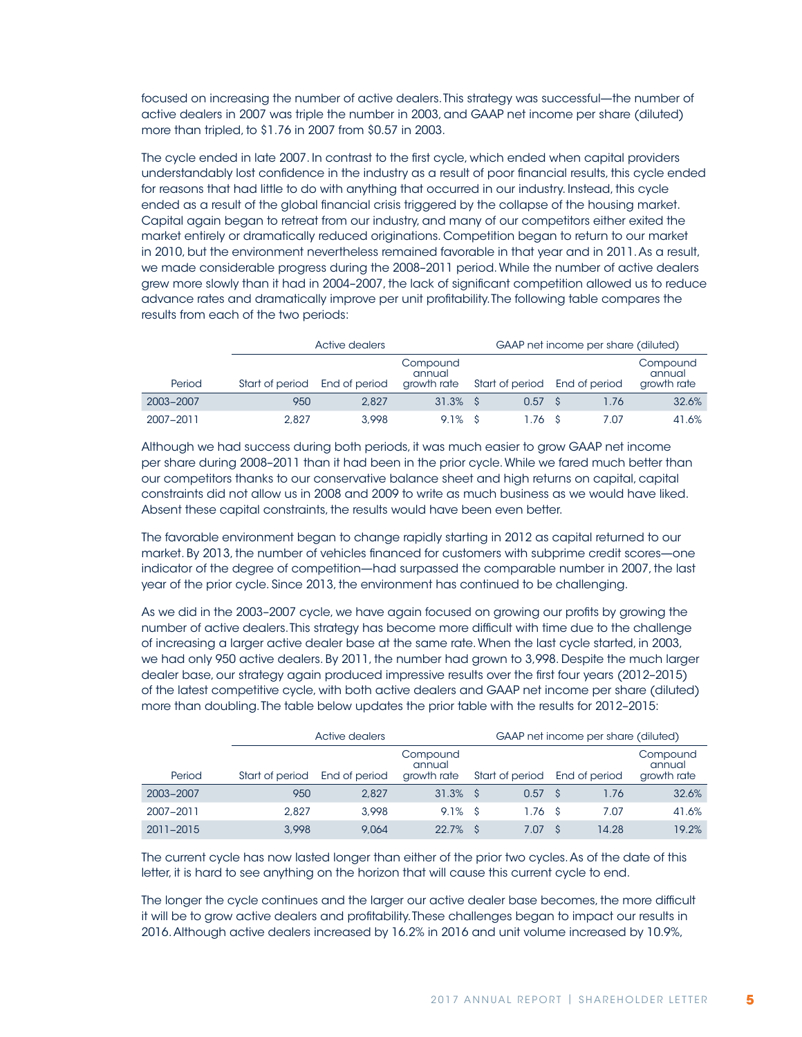focused on increasing the number of active dealers. This strategy was successful—the number of active dealers in 2007 was triple the number in 2003, and GAAP net income per share (diluted) more than tripled, to $1.76 in 2007 from $0.57 in 2003.

The cycle ended in late 2007. In contrast to the first cycle, which ended when capital providers understandably lost confidence in the industry as a result of poor financial results, this cycle ended for reasons that had little to do with anything that occurred in our industry. Instead, this cycle ended as a result of the global financial crisis triggered by the collapse of the housing market. Capital again began to retreat from our industry, and many of our competitors either exited the market entirely or dramatically reduced originations. Competition began to return to our market in 2010, but the environment nevertheless remained favorable in that year and in 2011. As a result, we made considerable progress during the 2008–2011 period. While the number of active dealers grew more slowly than it had in 2004–2007, the lack of significant competition allowed us to reduce advance rates and dramatically improve per unit profitability. The following table compares the results from each of the two periods:

| | Active dealers | | | GAAP net income per share (diluted) | | |
|---|---|---|---|---|---|---|
| Period | Start of period | End of period | Compound annual growth rate | Start of period | End of period | Compound annual growth rate |
| 2003–2007 | 950 | 2,827 | 31.3% | $ 0.57 | $ 1.76 | 32.6% |
| 2007–2011 | 2,827 | 3,998 | 9.1% | $ 1.76 | $ 7.07 | 41.6% |

Although we had success during both periods, it was much easier to grow GAAP net income per share during 2008–2011 than it had been in the prior cycle. While we fared much better than our competitors thanks to our conservative balance sheet and high returns on capital, capital constraints did not allow us in 2008 and 2009 to write as much business as we would have liked. Absent these capital constraints, the results would have been even better.

The favorable environment began to change rapidly starting in 2012 as capital returned to our market. By 2013, the number of vehicles financed for customers with subprime credit scores—one indicator of the degree of competition—had surpassed the comparable number in 2007, the last year of the prior cycle. Since 2013, the environment has continued to be challenging.

As we did in the 2003–2007 cycle, we have again focused on growing our profits by growing the number of active dealers. This strategy has become more difficult with time due to the challenge of increasing a larger active dealer base at the same rate. When the last cycle started, in 2003, we had only 950 active dealers. By 2011, the number had grown to 3,998. Despite the much larger dealer base, our strategy again produced impressive results over the first four years (2012–2015) of the latest competitive cycle, with both active dealers and GAAP net income per share (diluted) more than doubling. The table below updates the prior table with the results for 2012–2015:

| | Active dealers | | | GAAP net income per share (diluted) | | |
|---|---|---|---|---|---|---|
| Period | Start of period | End of period | Compound annual growth rate | Start of period | End of period | Compound annual growth rate |
| 2003–2007 | 950 | 2,827 | 31.3% | $ 0.57 | $ 1.76 | 32.6% |
| 2007–2011 | 2,827 | 3,998 | 9.1% | $ 1.76 | $ 7.07 | 41.6% |
| 2011–2015 | 3,998 | 9,064 | 22.7% | $ 7.07 | $ 14.28 | 19.2% |

The current cycle has now lasted longer than either of the prior two cycles. As of the date of this letter, it is hard to see anything on the horizon that will cause this current cycle to end.

The longer the cycle continues and the larger our active dealer base becomes, the more difficult it will be to grow active dealers and profitability. These challenges began to impact our results in 2016. Although active dealers increased by 16.2% in 2016 and unit volume increased by 10.9%,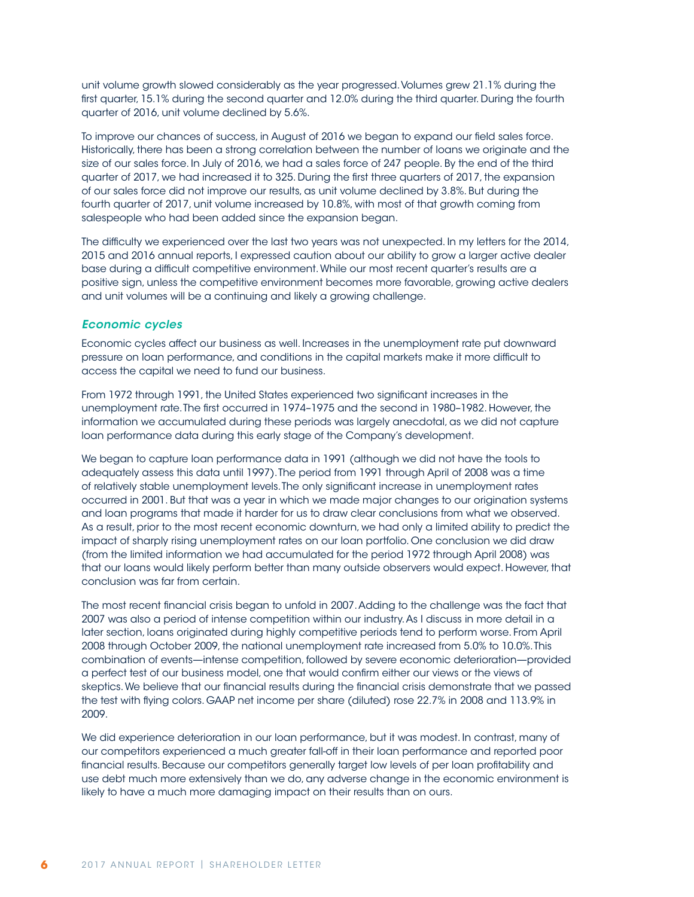unit volume growth slowed considerably as the year progressed. Volumes grew 21.1% during the first quarter, 15.1% during the second quarter and 12.0% during the third quarter. During the fourth quarter of 2016, unit volume declined by 5.6%.

To improve our chances of success, in August of 2016 we began to expand our field sales force. Historically, there has been a strong correlation between the number of loans we originate and the size of our sales force. In July of 2016, we had a sales force of 247 people. By the end of the third quarter of 2017, we had increased it to 325. During the first three quarters of 2017, the expansion of our sales force did not improve our results, as unit volume declined by 3.8%. But during the fourth quarter of 2017, unit volume increased by 10.8%, with most of that growth coming from salespeople who had been added since the expansion began.

The difficulty we experienced over the last two years was not unexpected. In my letters for the 2014, 2015 and 2016 annual reports, I expressed caution about our ability to grow a larger active dealer base during a difficult competitive environment. While our most recent quarter's results are a positive sign, unless the competitive environment becomes more favorable, growing active dealers and unit volumes will be a continuing and likely a growing challenge.

### *Economic cycles*

Economic cycles affect our business as well. Increases in the unemployment rate put downward pressure on loan performance, and conditions in the capital markets make it more difficult to access the capital we need to fund our business.

From 1972 through 1991, the United States experienced two significant increases in the unemployment rate. The first occurred in 1974–1975 and the second in 1980–1982. However, the information we accumulated during these periods was largely anecdotal, as we did not capture loan performance data during this early stage of the Company's development.

We began to capture loan performance data in 1991 (although we did not have the tools to adequately assess this data until 1997). The period from 1991 through April of 2008 was a time of relatively stable unemployment levels. The only significant increase in unemployment rates occurred in 2001. But that was a year in which we made major changes to our origination systems and loan programs that made it harder for us to draw clear conclusions from what we observed. As a result, prior to the most recent economic downturn, we had only a limited ability to predict the impact of sharply rising unemployment rates on our loan portfolio. One conclusion we did draw (from the limited information we had accumulated for the period 1972 through April 2008) was that our loans would likely perform better than many outside observers would expect. However, that conclusion was far from certain.

The most recent financial crisis began to unfold in 2007. Adding to the challenge was the fact that 2007 was also a period of intense competition within our industry. As I discuss in more detail in a later section, loans originated during highly competitive periods tend to perform worse. From April 2008 through October 2009, the national unemployment rate increased from 5.0% to 10.0%. This combination of events—intense competition, followed by severe economic deterioration—provided a perfect test of our business model, one that would confirm either our views or the views of skeptics. We believe that our financial results during the financial crisis demonstrate that we passed the test with flying colors. GAAP net income per share (diluted) rose 22.7% in 2008 and 113.9% in 2009.

We did experience deterioration in our loan performance, but it was modest. In contrast, many of our competitors experienced a much greater fall-off in their loan performance and reported poor financial results. Because our competitors generally target low levels of per loan profitability and use debt much more extensively than we do, any adverse change in the economic environment is likely to have a much more damaging impact on their results than on ours.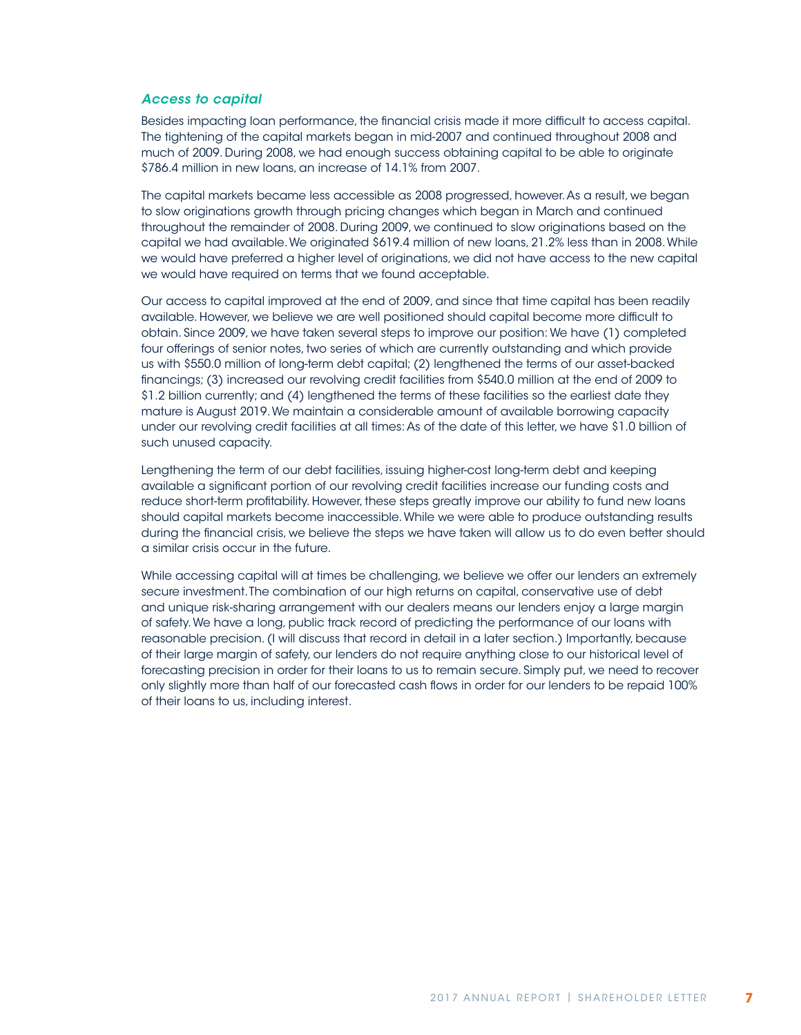### *Access to capital*

Besides impacting loan performance, the financial crisis made it more difficult to access capital. The tightening of the capital markets began in mid-2007 and continued throughout 2008 and much of 2009. During 2008, we had enough success obtaining capital to be able to originate $786.4 million in new loans, an increase of 14.1% from 2007.

The capital markets became less accessible as 2008 progressed, however. As a result, we began to slow originations growth through pricing changes which began in March and continued throughout the remainder of 2008. During 2009, we continued to slow originations based on the capital we had available. We originated $619.4 million of new loans, 21.2% less than in 2008. While we would have preferred a higher level of originations, we did not have access to the new capital we would have required on terms that we found acceptable.

Our access to capital improved at the end of 2009, and since that time capital has been readily available. However, we believe we are well positioned should capital become more difficult to obtain. Since 2009, we have taken several steps to improve our position: We have (1) completed four offerings of senior notes, two series of which are currently outstanding and which provide us with $550.0 million of long-term debt capital; (2) lengthened the terms of our asset-backed financings; (3) increased our revolving credit facilities from $540.0 million at the end of 2009 to $1.2 billion currently; and (4) lengthened the terms of these facilities so the earliest date they mature is August 2019. We maintain a considerable amount of available borrowing capacity under our revolving credit facilities at all times: As of the date of this letter, we have $1.0 billion of such unused capacity.

Lengthening the term of our debt facilities, issuing higher-cost long-term debt and keeping available a significant portion of our revolving credit facilities increase our funding costs and reduce short-term profitability. However, these steps greatly improve our ability to fund new loans should capital markets become inaccessible. While we were able to produce outstanding results during the financial crisis, we believe the steps we have taken will allow us to do even better should a similar crisis occur in the future.

While accessing capital will at times be challenging, we believe we offer our lenders an extremely secure investment. The combination of our high returns on capital, conservative use of debt and unique risk-sharing arrangement with our dealers means our lenders enjoy a large margin of safety. We have a long, public track record of predicting the performance of our loans with reasonable precision. (I will discuss that record in detail in a later section.) Importantly, because of their large margin of safety, our lenders do not require anything close to our historical level of forecasting precision in order for their loans to us to remain secure. Simply put, we need to recover only slightly more than half of our forecasted cash flows in order for our lenders to be repaid 100% of their loans to us, including interest.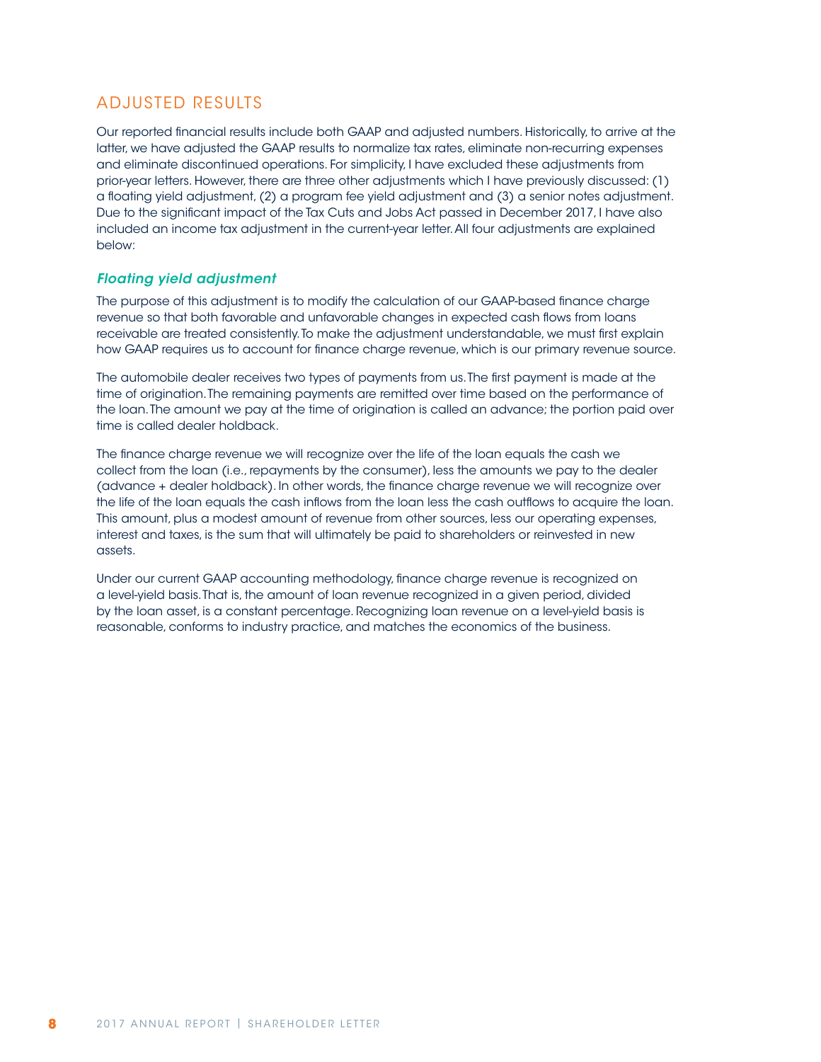## ADJUSTED RESULTS

Our reported financial results include both GAAP and adjusted numbers. Historically, to arrive at the latter, we have adjusted the GAAP results to normalize tax rates, eliminate non-recurring expenses and eliminate discontinued operations. For simplicity, I have excluded these adjustments from prior-year letters. However, there are three other adjustments which I have previously discussed: (1) a floating yield adjustment, (2) a program fee yield adjustment and (3) a senior notes adjustment. Due to the significant impact of the Tax Cuts and Jobs Act passed in December 2017, I have also included an income tax adjustment in the current-year letter. All four adjustments are explained below:

### *Floating yield adjustment*

The purpose of this adjustment is to modify the calculation of our GAAP-based finance charge revenue so that both favorable and unfavorable changes in expected cash flows from loans receivable are treated consistently. To make the adjustment understandable, we must first explain how GAAP requires us to account for finance charge revenue, which is our primary revenue source.

The automobile dealer receives two types of payments from us. The first payment is made at the time of origination. The remaining payments are remitted over time based on the performance of the loan. The amount we pay at the time of origination is called an advance; the portion paid over time is called dealer holdback.

The finance charge revenue we will recognize over the life of the loan equals the cash we collect from the loan (i.e., repayments by the consumer), less the amounts we pay to the dealer (advance + dealer holdback). In other words, the finance charge revenue we will recognize over the life of the loan equals the cash inflows from the loan less the cash outflows to acquire the loan. This amount, plus a modest amount of revenue from other sources, less our operating expenses, interest and taxes, is the sum that will ultimately be paid to shareholders or reinvested in new assets.

Under our current GAAP accounting methodology, finance charge revenue is recognized on a level-yield basis. That is, the amount of loan revenue recognized in a given period, divided by the loan asset, is a constant percentage. Recognizing loan revenue on a level-yield basis is reasonable, conforms to industry practice, and matches the economics of the business.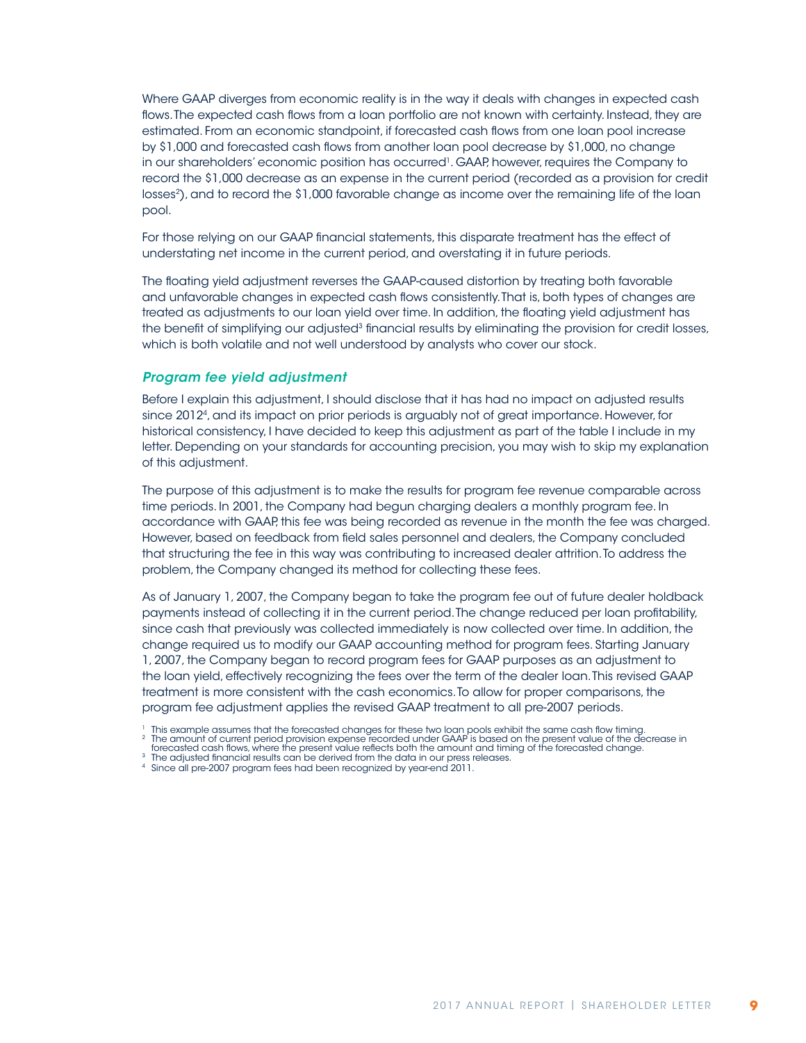Where GAAP diverges from economic reality is in the way it deals with changes in expected cash flows. The expected cash flows from a loan portfolio are not known with certainty. Instead, they are estimated. From an economic standpoint, if forecasted cash flows from one loan pool increase by $1,000 and forecasted cash flows from another loan pool decrease by $1,000, no change in our shareholders' economic position has occurred[1]. GAAP, however, requires the Company to record the $1,000 decrease as an expense in the current period (recorded as a provision for credit losses[2]), and to record the $1,000 favorable change as income over the remaining life of the loan pool.

For those relying on our GAAP financial statements, this disparate treatment has the effect of understating net income in the current period, and overstating it in future periods.

The floating yield adjustment reverses the GAAP-caused distortion by treating both favorable and unfavorable changes in expected cash flows consistently. That is, both types of changes are treated as adjustments to our loan yield over time. In addition, the floating yield adjustment has the benefit of simplifying our adjusted[3] financial results by eliminating the provision for credit losses, which is both volatile and not well understood by analysts who cover our stock.

### *Program fee yield adjustment*

Before I explain this adjustment, I should disclose that it has had no impact on adjusted results since 2012[4], and its impact on prior periods is arguably not of great importance. However, for historical consistency, I have decided to keep this adjustment as part of the table I include in my letter. Depending on your standards for accounting precision, you may wish to skip my explanation of this adjustment.

The purpose of this adjustment is to make the results for program fee revenue comparable across time periods. In 2001, the Company had begun charging dealers a monthly program fee. In accordance with GAAP, this fee was being recorded as revenue in the month the fee was charged. However, based on feedback from field sales personnel and dealers, the Company concluded that structuring the fee in this way was contributing to increased dealer attrition. To address the problem, the Company changed its method for collecting these fees.

As of January 1, 2007, the Company began to take the program fee out of future dealer holdback payments instead of collecting it in the current period. The change reduced per loan profitability, since cash that previously was collected immediately is now collected over time. In addition, the change required us to modify our GAAP accounting method for program fees. Starting January 1, 2007, the Company began to record program fees for GAAP purposes as an adjustment to the loan yield, effectively recognizing the fees over the term of the dealer loan. This revised GAAP treatment is more consistent with the cash economics. To allow for proper comparisons, the program fee adjustment applies the revised GAAP treatment to all pre-2007 periods.

[1] This example assumes that the forecasted changes for these two loan pools exhibit the same cash flow timing.
[2] The amount of current period provision expense recorded under GAAP is based on the present value of the decrease in forecasted cash flows, where the present value reflects both the amount and timing of the forecasted change.
[3] The adjusted financial results can be derived from the data in our press releases.
[4] Since all pre-2007 program fees had been recognized by year-end 2011.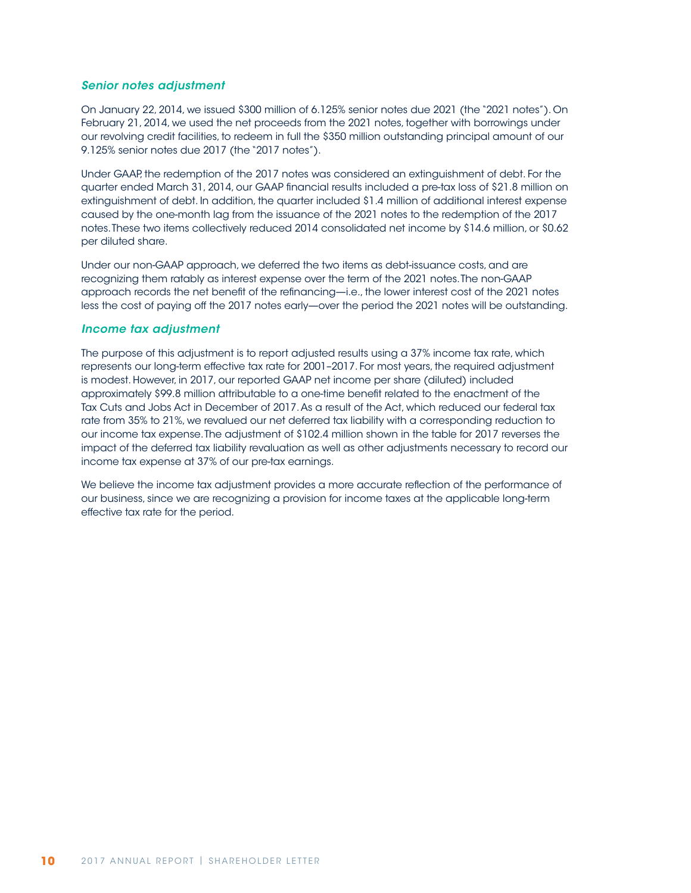### *Senior notes adjustment*

On January 22, 2014, we issued $300 million of 6.125% senior notes due 2021 (the "2021 notes"). On February 21, 2014, we used the net proceeds from the 2021 notes, together with borrowings under our revolving credit facilities, to redeem in full the $350 million outstanding principal amount of our 9.125% senior notes due 2017 (the "2017 notes").

Under GAAP, the redemption of the 2017 notes was considered an extinguishment of debt. For the quarter ended March 31, 2014, our GAAP financial results included a pre-tax loss of $21.8 million on extinguishment of debt. In addition, the quarter included $1.4 million of additional interest expense caused by the one-month lag from the issuance of the 2021 notes to the redemption of the 2017 notes. These two items collectively reduced 2014 consolidated net income by $14.6 million, or $0.62 per diluted share.

Under our non-GAAP approach, we deferred the two items as debt-issuance costs, and are recognizing them ratably as interest expense over the term of the 2021 notes. The non-GAAP approach records the net benefit of the refinancing—i.e., the lower interest cost of the 2021 notes less the cost of paying off the 2017 notes early—over the period the 2021 notes will be outstanding.

### *Income tax adjustment*

The purpose of this adjustment is to report adjusted results using a 37% income tax rate, which represents our long-term effective tax rate for 2001–2017. For most years, the required adjustment is modest. However, in 2017, our reported GAAP net income per share (diluted) included approximately $99.8 million attributable to a one-time benefit related to the enactment of the Tax Cuts and Jobs Act in December of 2017. As a result of the Act, which reduced our federal tax rate from 35% to 21%, we revalued our net deferred tax liability with a corresponding reduction to our income tax expense. The adjustment of $102.4 million shown in the table for 2017 reverses the impact of the deferred tax liability revaluation as well as other adjustments necessary to record our income tax expense at 37% of our pre-tax earnings.

We believe the income tax adjustment provides a more accurate reflection of the performance of our business, since we are recognizing a provision for income taxes at the applicable long-term effective tax rate for the period.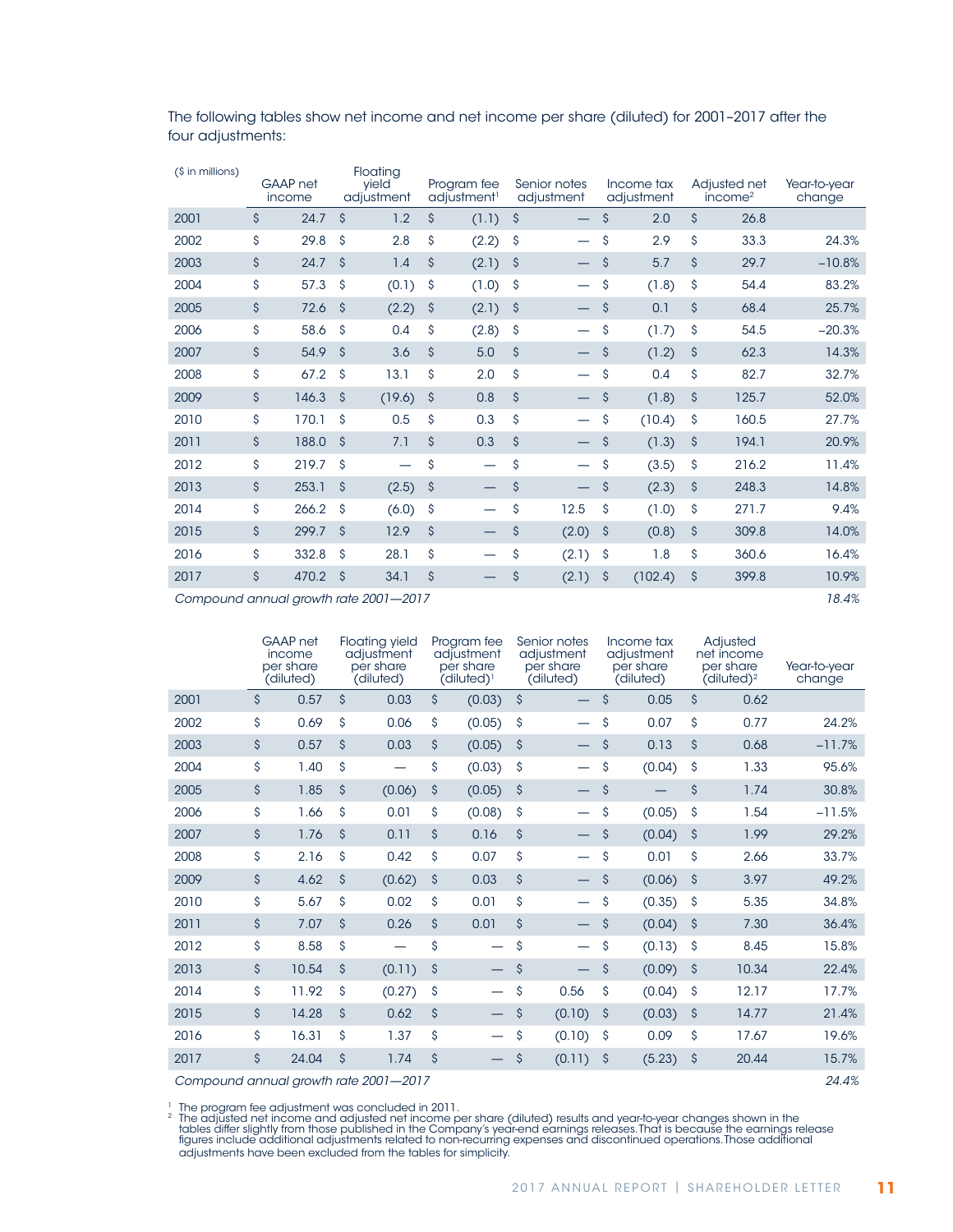The following tables show net income and net income per share (diluted) for 2001–2017 after the four adjustments:

| ($ in millions) | GAAP net income | Floating yield adjustment | Program fee adjustment[1] | Senior notes adjustment | Income tax adjustment | Adjusted net income[2] | Year-to-year change |
|---|---|---|---|---|---|---|---|
| 2001 | $ 24.7 | $ 1.2 | $ (1.1) | $ — | $ 2.0 | $ 26.8 | |
| 2002 | $ 29.8 | $ 2.8 | $ (2.2) | $ — | $ 2.9 | $ 33.3 | 24.3% |
| 2003 | $ 24.7 | $ 1.4 | $ (2.1) | $ — | $ 5.7 | $ 29.7 | −10.8% |
| 2004 | $ 57.3 | $ (0.1) | $ (1.0) | $ — | $ (1.8) | $ 54.4 | 83.2% |
| 2005 | $ 72.6 | $ (2.2) | $ (2.1) | $ — | $ 0.1 | $ 68.4 | 25.7% |
| 2006 | $ 58.6 | $ 0.4 | $ (2.8) | $ — | $ (1.7) | $ 54.5 | −20.3% |
| 2007 | $ 54.9 | $ 3.6 | $ 5.0 | $ — | $ (1.2) | $ 62.3 | 14.3% |
| 2008 | $ 67.2 | $ 13.1 | $ 2.0 | $ — | $ 0.4 | $ 82.7 | 32.7% |
| 2009 | $ 146.3 | $ (19.6) | $ 0.8 | $ — | $ (1.8) | $ 125.7 | 52.0% |
| 2010 | $ 170.1 | $ 0.5 | $ 0.3 | $ — | $ (10.4) | $ 160.5 | 27.7% |
| 2011 | $ 188.0 | $ 7.1 | $ 0.3 | $ — | $ (1.3) | $ 194.1 | 20.9% |
| 2012 | $ 219.7 | $ — | $ — | $ — | $ (3.5) | $ 216.2 | 11.4% |
| 2013 | $ 253.1 | $ (2.5) | $ — | $ — | $ (2.3) | $ 248.3 | 14.8% |
| 2014 | $ 266.2 | $ (6.0) | $ — | $ 12.5 | $ (1.0) | $ 271.7 | 9.4% |
| 2015 | $ 299.7 | $ 12.9 | $ — | $ (2.0) | $ (0.8) | $ 309.8 | 14.0% |
| 2016 | $ 332.8 | $ 28.1 | $ — | $ (2.1) | $ 1.8 | $ 360.6 | 16.4% |
| 2017 | $ 470.2 | $ 34.1 | $ — | $ (2.1) | $ (102.4) | $ 399.8 | 10.9% |
| *Compound annual growth rate 2001—2017* | | | | | | | *18.4%* |

| | GAAP net income per share (diluted) | Floating yield adjustment per share (diluted) | Program fee adjustment per share (diluted)[1] | Senior notes adjustment per share (diluted) | Income tax adjustment per share (diluted) | Adjusted net income per share (diluted)[2] | Year-to-year change |
|---|---|---|---|---|---|---|---|
| 2001 | $ 0.57 | $ 0.03 | $ (0.03) | $ — | $ 0.05 | $ 0.62 | |
| 2002 | $ 0.69 | $ 0.06 | $ (0.05) | $ — | $ 0.07 | $ 0.77 | 24.2% |
| 2003 | $ 0.57 | $ 0.03 | $ (0.05) | $ — | $ 0.13 | $ 0.68 | −11.7% |
| 2004 | $ 1.40 | $ — | $ (0.03) | $ — | $ (0.04) | $ 1.33 | 95.6% |
| 2005 | $ 1.85 | $ (0.06) | $ (0.05) | $ — | $ — | $ 1.74 | 30.8% |
| 2006 | $ 1.66 | $ 0.01 | $ (0.08) | $ — | $ (0.05) | $ 1.54 | −11.5% |
| 2007 | $ 1.76 | $ 0.11 | $ 0.16 | $ — | $ (0.04) | $ 1.99 | 29.2% |
| 2008 | $ 2.16 | $ 0.42 | $ 0.07 | $ — | $ 0.01 | $ 2.66 | 33.7% |
| 2009 | $ 4.62 | $ (0.62) | $ 0.03 | $ — | $ (0.06) | $ 3.97 | 49.2% |
| 2010 | $ 5.67 | $ 0.02 | $ 0.01 | $ — | $ (0.35) | $ 5.35 | 34.8% |
| 2011 | $ 7.07 | $ 0.26 | $ 0.01 | $ — | $ (0.04) | $ 7.30 | 36.4% |
| 2012 | $ 8.58 | $ — | $ — | $ — | $ (0.13) | $ 8.45 | 15.8% |
| 2013 | $ 10.54 | $ (0.11) | $ — | $ — | $ (0.09) | $ 10.34 | 22.4% |
| 2014 | $ 11.92 | $ (0.27) | $ — | $ 0.56 | $ (0.04) | $ 12.17 | 17.7% |
| 2015 | $ 14.28 | $ 0.62 | $ — | $ (0.10) | $ (0.03) | $ 14.77 | 21.4% |
| 2016 | $ 16.31 | $ 1.37 | $ — | $ (0.10) | $ 0.09 | $ 17.67 | 19.6% |
| 2017 | $ 24.04 | $ 1.74 | $ — | $ (0.11) | $ (5.23) | $ 20.44 | 15.7% |
| *Compound annual growth rate 2001—2017* | | | | | | | *24.4%* |

[1] The program fee adjustment was concluded in 2011.

[2] The adjusted net income and adjusted net income per share (diluted) results and year-to-year changes shown in the tables differ slightly from those published in the Company's year-end earnings releases. That is because the earnings release figures include additional adjustments related to non-recurring expenses and discontinued operations. Those additional adjustments have been excluded from the tables for simplicity.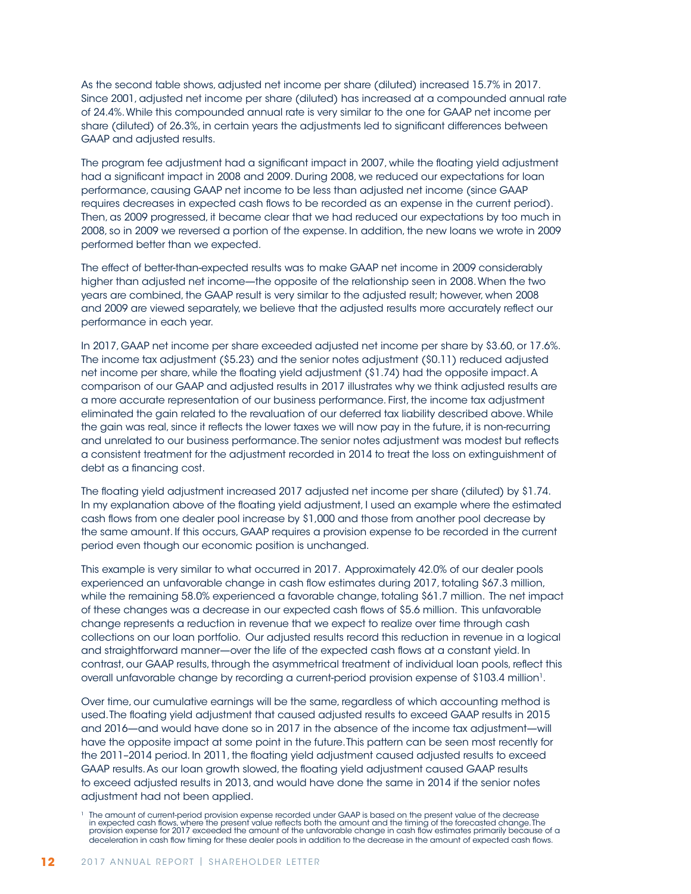As the second table shows, adjusted net income per share (diluted) increased 15.7% in 2017. Since 2001, adjusted net income per share (diluted) has increased at a compounded annual rate of 24.4%. While this compounded annual rate is very similar to the one for GAAP net income per share (diluted) of 26.3%, in certain years the adjustments led to significant differences between GAAP and adjusted results.

The program fee adjustment had a significant impact in 2007, while the floating yield adjustment had a significant impact in 2008 and 2009. During 2008, we reduced our expectations for loan performance, causing GAAP net income to be less than adjusted net income (since GAAP requires decreases in expected cash flows to be recorded as an expense in the current period). Then, as 2009 progressed, it became clear that we had reduced our expectations by too much in 2008, so in 2009 we reversed a portion of the expense. In addition, the new loans we wrote in 2009 performed better than we expected.

The effect of better-than-expected results was to make GAAP net income in 2009 considerably higher than adjusted net income—the opposite of the relationship seen in 2008. When the two years are combined, the GAAP result is very similar to the adjusted result; however, when 2008 and 2009 are viewed separately, we believe that the adjusted results more accurately reflect our performance in each year.

In 2017, GAAP net income per share exceeded adjusted net income per share by $3.60, or 17.6%. The income tax adjustment ($5.23) and the senior notes adjustment ($0.11) reduced adjusted net income per share, while the floating yield adjustment ($1.74) had the opposite impact. A comparison of our GAAP and adjusted results in 2017 illustrates why we think adjusted results are a more accurate representation of our business performance. First, the income tax adjustment eliminated the gain related to the revaluation of our deferred tax liability described above. While the gain was real, since it reflects the lower taxes we will now pay in the future, it is non-recurring and unrelated to our business performance. The senior notes adjustment was modest but reflects a consistent treatment for the adjustment recorded in 2014 to treat the loss on extinguishment of debt as a financing cost.

The floating yield adjustment increased 2017 adjusted net income per share (diluted) by $1.74. In my explanation above of the floating yield adjustment, I used an example where the estimated cash flows from one dealer pool increase by $1,000 and those from another pool decrease by the same amount. If this occurs, GAAP requires a provision expense to be recorded in the current period even though our economic position is unchanged.

This example is very similar to what occurred in 2017. Approximately 42.0% of our dealer pools experienced an unfavorable change in cash flow estimates during 2017, totaling $67.3 million, while the remaining 58.0% experienced a favorable change, totaling $61.7 million. The net impact of these changes was a decrease in our expected cash flows of $5.6 million. This unfavorable change represents a reduction in revenue that we expect to realize over time through cash collections on our loan portfolio. Our adjusted results record this reduction in revenue in a logical and straightforward manner—over the life of the expected cash flows at a constant yield. In contrast, our GAAP results, through the asymmetrical treatment of individual loan pools, reflect this overall unfavorable change by recording a current-period provision expense of $103.4 million[1].

Over time, our cumulative earnings will be the same, regardless of which accounting method is used. The floating yield adjustment that caused adjusted results to exceed GAAP results in 2015 and 2016—and would have done so in 2017 in the absence of the income tax adjustment—will have the opposite impact at some point in the future. This pattern can be seen most recently for the 2011–2014 period. In 2011, the floating yield adjustment caused adjusted results to exceed GAAP results. As our loan growth slowed, the floating yield adjustment caused GAAP results to exceed adjusted results in 2013, and would have done the same in 2014 if the senior notes adjustment had not been applied.

[1] The amount of current-period provision expense recorded under GAAP is based on the present value of the decrease in expected cash flows, where the present value reflects both the amount and the timing of the forecasted change. The provision expense for 2017 exceeded the amount of the unfavorable change in cash flow estimates primarily because of a deceleration in cash flow timing for these dealer pools in addition to the decrease in the amount of expected cash flows.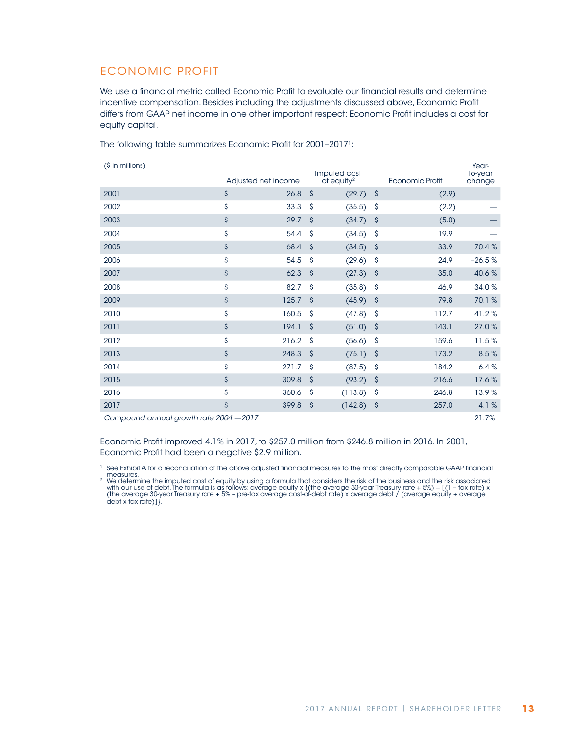## ECONOMIC PROFIT

We use a financial metric called Economic Profit to evaluate our financial results and determine incentive compensation. Besides including the adjustments discussed above, Economic Profit differs from GAAP net income in one other important respect: Economic Profit includes a cost for equity capital.

The following table summarizes Economic Profit for 2001–2017[1]:

| ($ in millions) | Adjusted net income | Imputed cost of equity[2] | Economic Profit | Year-to-year change |
|---|---|---|---|---|
| 2001 | $ 26.8 | $ (29.7) | $ (2.9) | |
| 2002 | $ 33.3 | $ (35.5) | $ (2.2) | — |
| 2003 | $ 29.7 | $ (34.7) | $ (5.0) | — |
| 2004 | $ 54.4 | $ (34.5) | $ 19.9 | — |
| 2005 | $ 68.4 | $ (34.5) | $ 33.9 | 70.4 % |
| 2006 | $ 54.5 | $ (29.6) | $ 24.9 | –26.5 % |
| 2007 | $ 62.3 | $ (27.3) | $ 35.0 | 40.6 % |
| 2008 | $ 82.7 | $ (35.8) | $ 46.9 | 34.0 % |
| 2009 | $ 125.7 | $ (45.9) | $ 79.8 | 70.1 % |
| 2010 | $ 160.5 | $ (47.8) | $ 112.7 | 41.2 % |
| 2011 | $ 194.1 | $ (51.0) | $ 143.1 | 27.0 % |
| 2012 | $ 216.2 | $ (56.6) | $ 159.6 | 11.5 % |
| 2013 | $ 248.3 | $ (75.1) | $ 173.2 | 8.5 % |
| 2014 | $ 271.7 | $ (87.5) | $ 184.2 | 6.4 % |
| 2015 | $ 309.8 | $ (93.2) | $ 216.6 | 17.6 % |
| 2016 | $ 360.6 | $ (113.8) | $ 246.8 | 13.9 % |
| 2017 | $ 399.8 | $ (142.8) | $ 257.0 | 4.1 % |
| *Compound annual growth rate 2004 —2017* | | | | 21.7% |

Economic Profit improved 4.1% in 2017, to $257.0 million from $246.8 million in 2016. In 2001, Economic Profit had been a negative $2.9 million.

[1] See Exhibit A for a reconciliation of the above adjusted financial measures to the most directly comparable GAAP financial measures.

[2] We determine the imputed cost of equity by using a formula that considers the risk of the business and the risk associated with our use of debt. The formula is as follows: average equity x {(the average 30-year Treasury rate + 5%) + [(1 – tax rate) x (the average 30-year Treasury rate + 5% – pre-tax average cost-of-debt rate) x average debt / (average equity + average debt x tax rate)]}.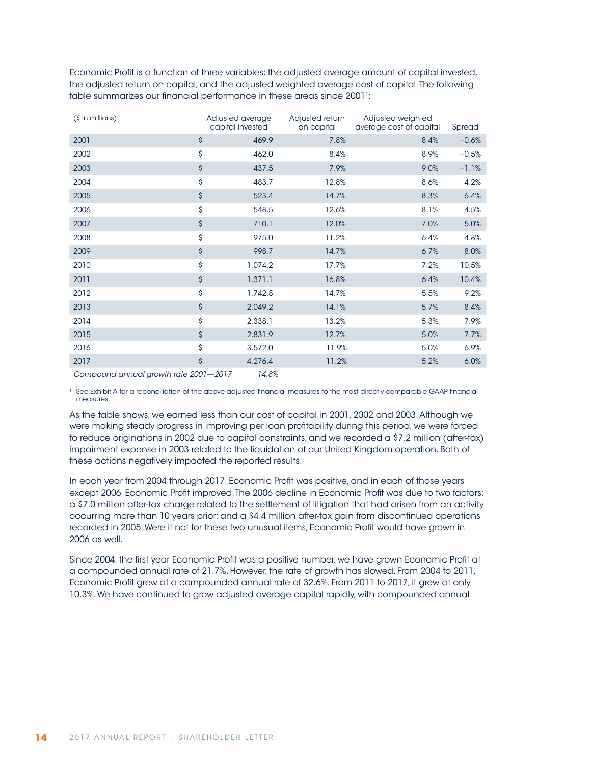Economic Profit is a function of three variables: the adjusted average amount of capital invested, the adjusted return on capital, and the adjusted weighted average cost of capital. The following table summarizes our financial performance in these areas since 2001[1]:

| ($ in millions) | Adjusted average capital invested | Adjusted return on capital | Adjusted weighted average cost of capital | Spread |
|---|---|---|---|---|
| 2001 | $ 469.9 | 7.8% | 8.4% | –0.6% |
| 2002 | $ 462.0 | 8.4% | 8.9% | –0.5% |
| 2003 | $ 437.5 | 7.9% | 9.0% | –1.1% |
| 2004 | $ 483.7 | 12.8% | 8.6% | 4.2% |
| 2005 | $ 523.4 | 14.7% | 8.3% | 6.4% |
| 2006 | $ 548.5 | 12.6% | 8.1% | 4.5% |
| 2007 | $ 710.1 | 12.0% | 7.0% | 5.0% |
| 2008 | $ 975.0 | 11.2% | 6.4% | 4.8% |
| 2009 | $ 998.7 | 14.7% | 6.7% | 8.0% |
| 2010 | $ 1,074.2 | 17.7% | 7.2% | 10.5% |
| 2011 | $ 1,371.1 | 16.8% | 6.4% | 10.4% |
| 2012 | $ 1,742.8 | 14.7% | 5.5% | 9.2% |
| 2013 | $ 2,049.2 | 14.1% | 5.7% | 8.4% |
| 2014 | $ 2,338.1 | 13.2% | 5.3% | 7.9% |
| 2015 | $ 2,831.9 | 12.7% | 5.0% | 7.7% |
| 2016 | $ 3,572.0 | 11.9% | 5.0% | 6.9% |
| 2017 | $ 4,276.4 | 11.2% | 5.2% | 6.0% |
| *Compound annual growth rate 2001—2017* | *14.8%* | | | |

[1] See Exhibit A for a reconciliation of the above adjusted financial measures to the most directly comparable GAAP financial measures.

As the table shows, we earned less than our cost of capital in 2001, 2002 and 2003. Although we were making steady progress in improving per loan profitability during this period, we were forced to reduce originations in 2002 due to capital constraints, and we recorded a $7.2 million (after-tax) impairment expense in 2003 related to the liquidation of our United Kingdom operation. Both of these actions negatively impacted the reported results.

In each year from 2004 through 2017, Economic Profit was positive, and in each of those years except 2006, Economic Profit improved. The 2006 decline in Economic Profit was due to two factors: a $7.0 million after-tax charge related to the settlement of litigation that had arisen from an activity occurring more than 10 years prior; and a $4.4 million after-tax gain from discontinued operations recorded in 2005. Were it not for these two unusual items, Economic Profit would have grown in 2006 as well.

Since 2004, the first year Economic Profit was a positive number, we have grown Economic Profit at a compounded annual rate of 21.7%. However, the rate of growth has slowed. From 2004 to 2011, Economic Profit grew at a compounded annual rate of 32.6%. From 2011 to 2017, it grew at only 10.3%. We have continued to grow adjusted average capital rapidly, with compounded annual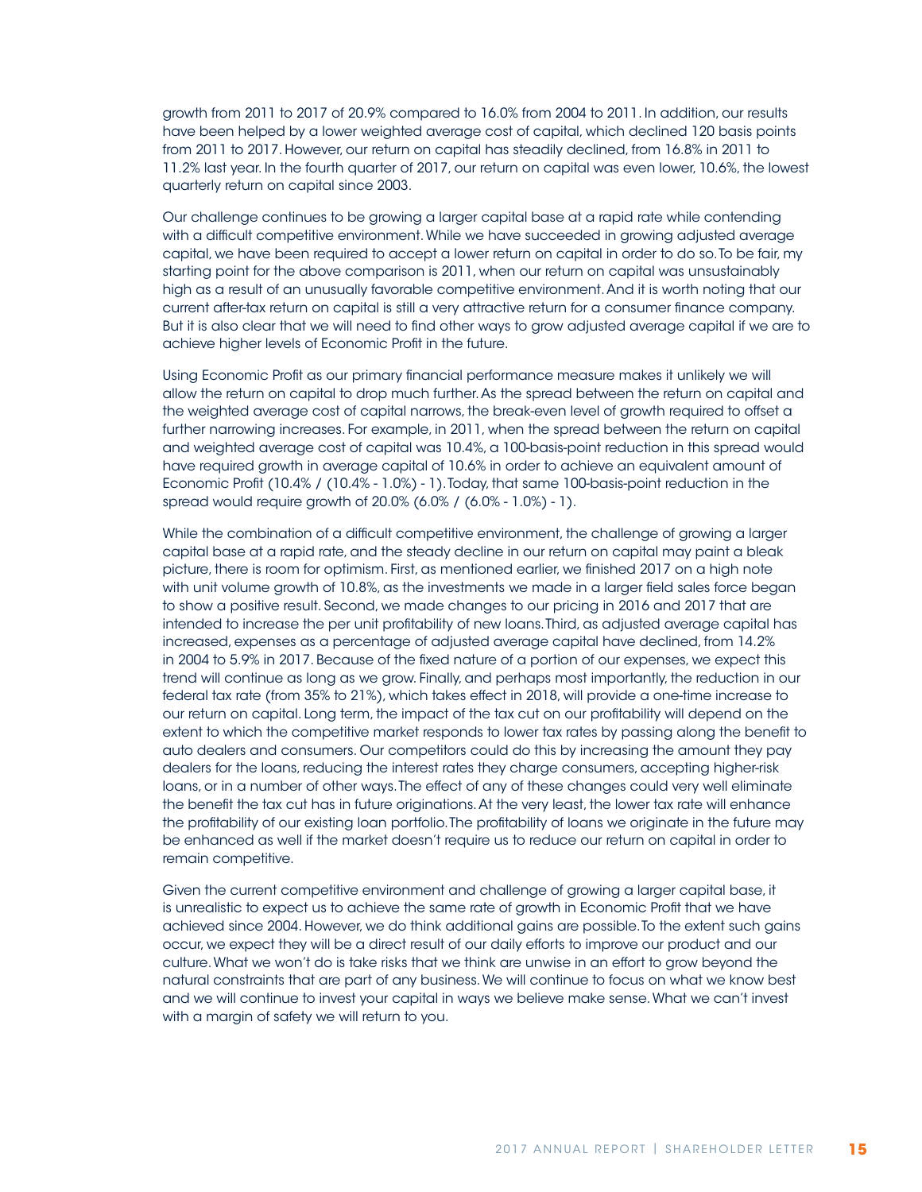growth from 2011 to 2017 of 20.9% compared to 16.0% from 2004 to 2011. In addition, our results have been helped by a lower weighted average cost of capital, which declined 120 basis points from 2011 to 2017. However, our return on capital has steadily declined, from 16.8% in 2011 to 11.2% last year. In the fourth quarter of 2017, our return on capital was even lower, 10.6%, the lowest quarterly return on capital since 2003.

Our challenge continues to be growing a larger capital base at a rapid rate while contending with a difficult competitive environment. While we have succeeded in growing adjusted average capital, we have been required to accept a lower return on capital in order to do so. To be fair, my starting point for the above comparison is 2011, when our return on capital was unsustainably high as a result of an unusually favorable competitive environment. And it is worth noting that our current after-tax return on capital is still a very attractive return for a consumer finance company. But it is also clear that we will need to find other ways to grow adjusted average capital if we are to achieve higher levels of Economic Profit in the future.

Using Economic Profit as our primary financial performance measure makes it unlikely we will allow the return on capital to drop much further. As the spread between the return on capital and the weighted average cost of capital narrows, the break-even level of growth required to offset a further narrowing increases. For example, in 2011, when the spread between the return on capital and weighted average cost of capital was 10.4%, a 100-basis-point reduction in this spread would have required growth in average capital of 10.6% in order to achieve an equivalent amount of Economic Profit (10.4% / (10.4% - 1.0%) - 1). Today, that same 100-basis-point reduction in the spread would require growth of 20.0% (6.0% / (6.0% - 1.0%) - 1).

While the combination of a difficult competitive environment, the challenge of growing a larger capital base at a rapid rate, and the steady decline in our return on capital may paint a bleak picture, there is room for optimism. First, as mentioned earlier, we finished 2017 on a high note with unit volume growth of 10.8%, as the investments we made in a larger field sales force began to show a positive result. Second, we made changes to our pricing in 2016 and 2017 that are intended to increase the per unit profitability of new loans. Third, as adjusted average capital has increased, expenses as a percentage of adjusted average capital have declined, from 14.2% in 2004 to 5.9% in 2017. Because of the fixed nature of a portion of our expenses, we expect this trend will continue as long as we grow. Finally, and perhaps most importantly, the reduction in our federal tax rate (from 35% to 21%), which takes effect in 2018, will provide a one-time increase to our return on capital. Long term, the impact of the tax cut on our profitability will depend on the extent to which the competitive market responds to lower tax rates by passing along the benefit to auto dealers and consumers. Our competitors could do this by increasing the amount they pay dealers for the loans, reducing the interest rates they charge consumers, accepting higher-risk loans, or in a number of other ways. The effect of any of these changes could very well eliminate the benefit the tax cut has in future originations. At the very least, the lower tax rate will enhance the profitability of our existing loan portfolio. The profitability of loans we originate in the future may be enhanced as well if the market doesn't require us to reduce our return on capital in order to remain competitive.

Given the current competitive environment and challenge of growing a larger capital base, it is unrealistic to expect us to achieve the same rate of growth in Economic Profit that we have achieved since 2004. However, we do think additional gains are possible. To the extent such gains occur, we expect they will be a direct result of our daily efforts to improve our product and our culture. What we won't do is take risks that we think are unwise in an effort to grow beyond the natural constraints that are part of any business. We will continue to focus on what we know best and we will continue to invest your capital in ways we believe make sense. What we can't invest with a margin of safety we will return to you.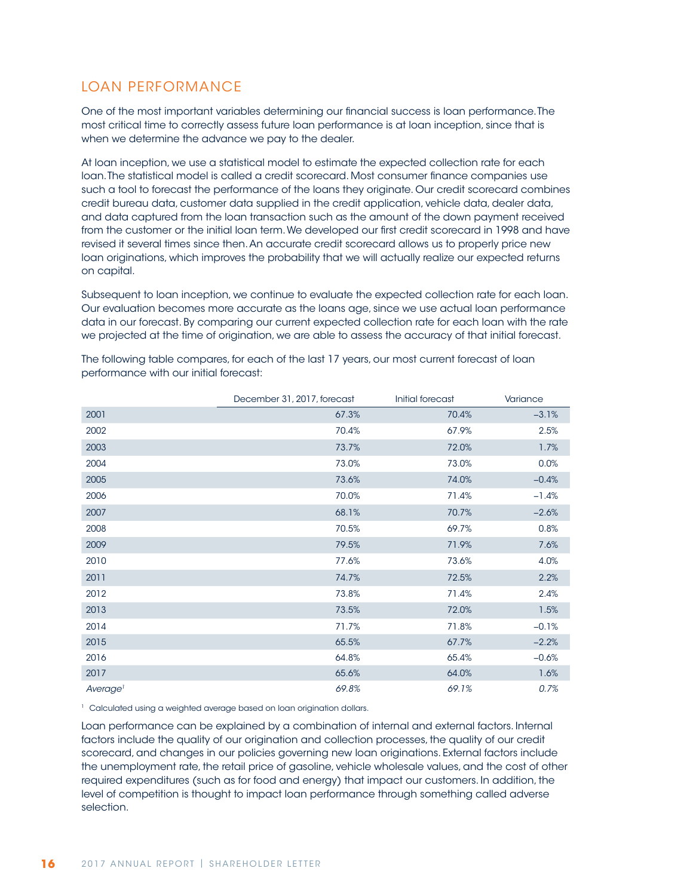## LOAN PERFORMANCE

One of the most important variables determining our financial success is loan performance. The most critical time to correctly assess future loan performance is at loan inception, since that is when we determine the advance we pay to the dealer.

At loan inception, we use a statistical model to estimate the expected collection rate for each loan. The statistical model is called a credit scorecard. Most consumer finance companies use such a tool to forecast the performance of the loans they originate. Our credit scorecard combines credit bureau data, customer data supplied in the credit application, vehicle data, dealer data, and data captured from the loan transaction such as the amount of the down payment received from the customer or the initial loan term. We developed our first credit scorecard in 1998 and have revised it several times since then. An accurate credit scorecard allows us to properly price new loan originations, which improves the probability that we will actually realize our expected returns on capital.

Subsequent to loan inception, we continue to evaluate the expected collection rate for each loan. Our evaluation becomes more accurate as the loans age, since we use actual loan performance data in our forecast. By comparing our current expected collection rate for each loan with the rate we projected at the time of origination, we are able to assess the accuracy of that initial forecast.

The following table compares, for each of the last 17 years, our most current forecast of loan performance with our initial forecast:

| | December 31, 2017, forecast | Initial forecast | Variance |
|---|---|---|---|
| 2001 | 67.3% | 70.4% | –3.1% |
| 2002 | 70.4% | 67.9% | 2.5% |
| 2003 | 73.7% | 72.0% | 1.7% |
| 2004 | 73.0% | 73.0% | 0.0% |
| 2005 | 73.6% | 74.0% | –0.4% |
| 2006 | 70.0% | 71.4% | –1.4% |
| 2007 | 68.1% | 70.7% | –2.6% |
| 2008 | 70.5% | 69.7% | 0.8% |
| 2009 | 79.5% | 71.9% | 7.6% |
| 2010 | 77.6% | 73.6% | 4.0% |
| 2011 | 74.7% | 72.5% | 2.2% |
| 2012 | 73.8% | 71.4% | 2.4% |
| 2013 | 73.5% | 72.0% | 1.5% |
| 2014 | 71.7% | 71.8% | –0.1% |
| 2015 | 65.5% | 67.7% | –2.2% |
| 2016 | 64.8% | 65.4% | –0.6% |
| 2017 | 65.6% | 64.0% | 1.6% |
| *Average*[1] | *69.8%* | *69.1%* | *0.7%* |

[1] Calculated using a weighted average based on loan origination dollars.

Loan performance can be explained by a combination of internal and external factors. Internal factors include the quality of our origination and collection processes, the quality of our credit scorecard, and changes in our policies governing new loan originations. External factors include the unemployment rate, the retail price of gasoline, vehicle wholesale values, and the cost of other required expenditures (such as for food and energy) that impact our customers. In addition, the level of competition is thought to impact loan performance through something called adverse selection.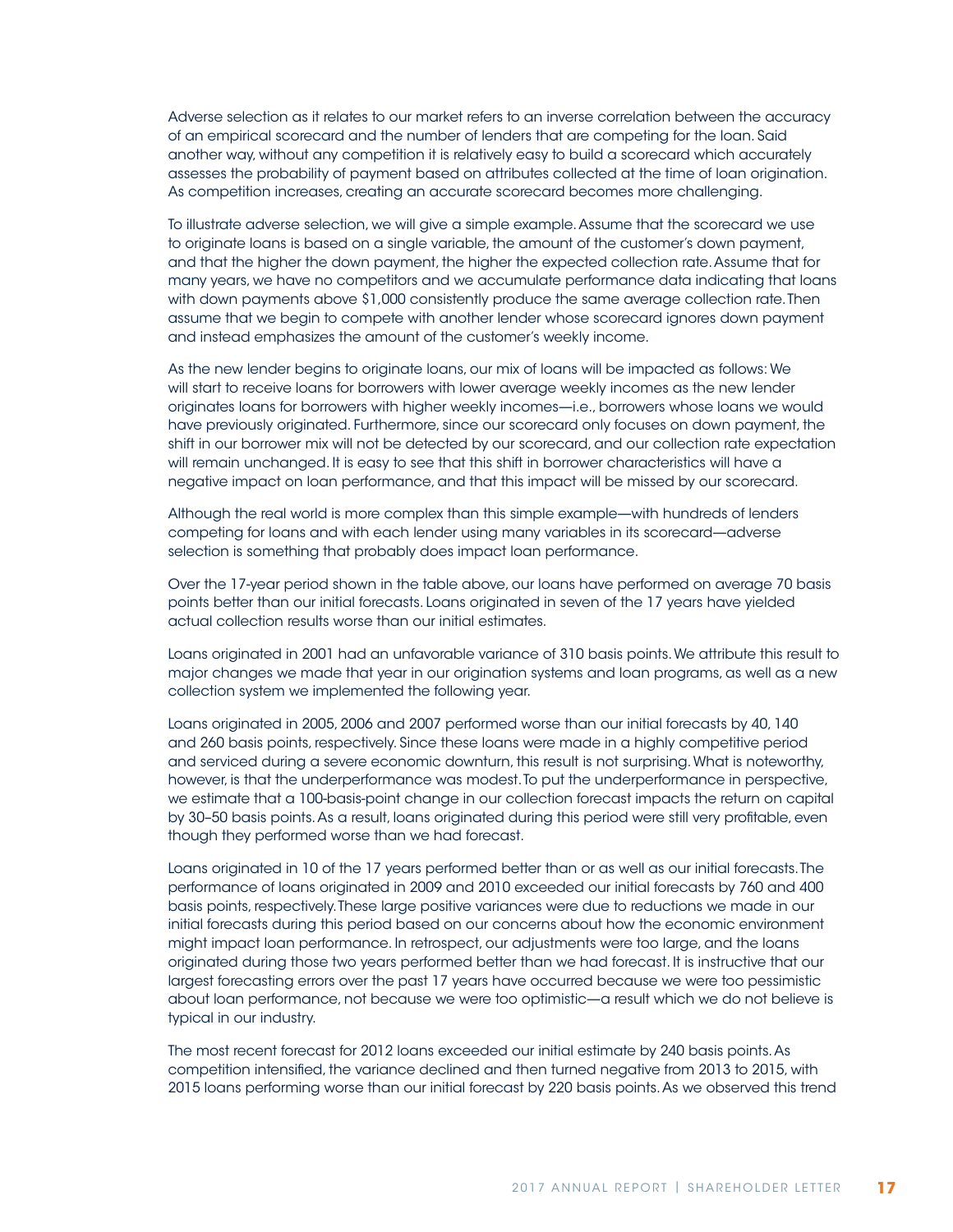Adverse selection as it relates to our market refers to an inverse correlation between the accuracy of an empirical scorecard and the number of lenders that are competing for the loan. Said another way, without any competition it is relatively easy to build a scorecard which accurately assesses the probability of payment based on attributes collected at the time of loan origination. As competition increases, creating an accurate scorecard becomes more challenging.

To illustrate adverse selection, we will give a simple example. Assume that the scorecard we use to originate loans is based on a single variable, the amount of the customer's down payment, and that the higher the down payment, the higher the expected collection rate. Assume that for many years, we have no competitors and we accumulate performance data indicating that loans with down payments above $1,000 consistently produce the same average collection rate. Then assume that we begin to compete with another lender whose scorecard ignores down payment and instead emphasizes the amount of the customer's weekly income.

As the new lender begins to originate loans, our mix of loans will be impacted as follows: We will start to receive loans for borrowers with lower average weekly incomes as the new lender originates loans for borrowers with higher weekly incomes—i.e., borrowers whose loans we would have previously originated. Furthermore, since our scorecard only focuses on down payment, the shift in our borrower mix will not be detected by our scorecard, and our collection rate expectation will remain unchanged. It is easy to see that this shift in borrower characteristics will have a negative impact on loan performance, and that this impact will be missed by our scorecard.

Although the real world is more complex than this simple example—with hundreds of lenders competing for loans and with each lender using many variables in its scorecard—adverse selection is something that probably does impact loan performance.

Over the 17-year period shown in the table above, our loans have performed on average 70 basis points better than our initial forecasts. Loans originated in seven of the 17 years have yielded actual collection results worse than our initial estimates.

Loans originated in 2001 had an unfavorable variance of 310 basis points. We attribute this result to major changes we made that year in our origination systems and loan programs, as well as a new collection system we implemented the following year.

Loans originated in 2005, 2006 and 2007 performed worse than our initial forecasts by 40, 140 and 260 basis points, respectively. Since these loans were made in a highly competitive period and serviced during a severe economic downturn, this result is not surprising. What is noteworthy, however, is that the underperformance was modest. To put the underperformance in perspective, we estimate that a 100-basis-point change in our collection forecast impacts the return on capital by 30–50 basis points. As a result, loans originated during this period were still very profitable, even though they performed worse than we had forecast.

Loans originated in 10 of the 17 years performed better than or as well as our initial forecasts. The performance of loans originated in 2009 and 2010 exceeded our initial forecasts by 760 and 400 basis points, respectively. These large positive variances were due to reductions we made in our initial forecasts during this period based on our concerns about how the economic environment might impact loan performance. In retrospect, our adjustments were too large, and the loans originated during those two years performed better than we had forecast. It is instructive that our largest forecasting errors over the past 17 years have occurred because we were too pessimistic about loan performance, not because we were too optimistic—a result which we do not believe is typical in our industry.

The most recent forecast for 2012 loans exceeded our initial estimate by 240 basis points. As competition intensified, the variance declined and then turned negative from 2013 to 2015, with 2015 loans performing worse than our initial forecast by 220 basis points. As we observed this trend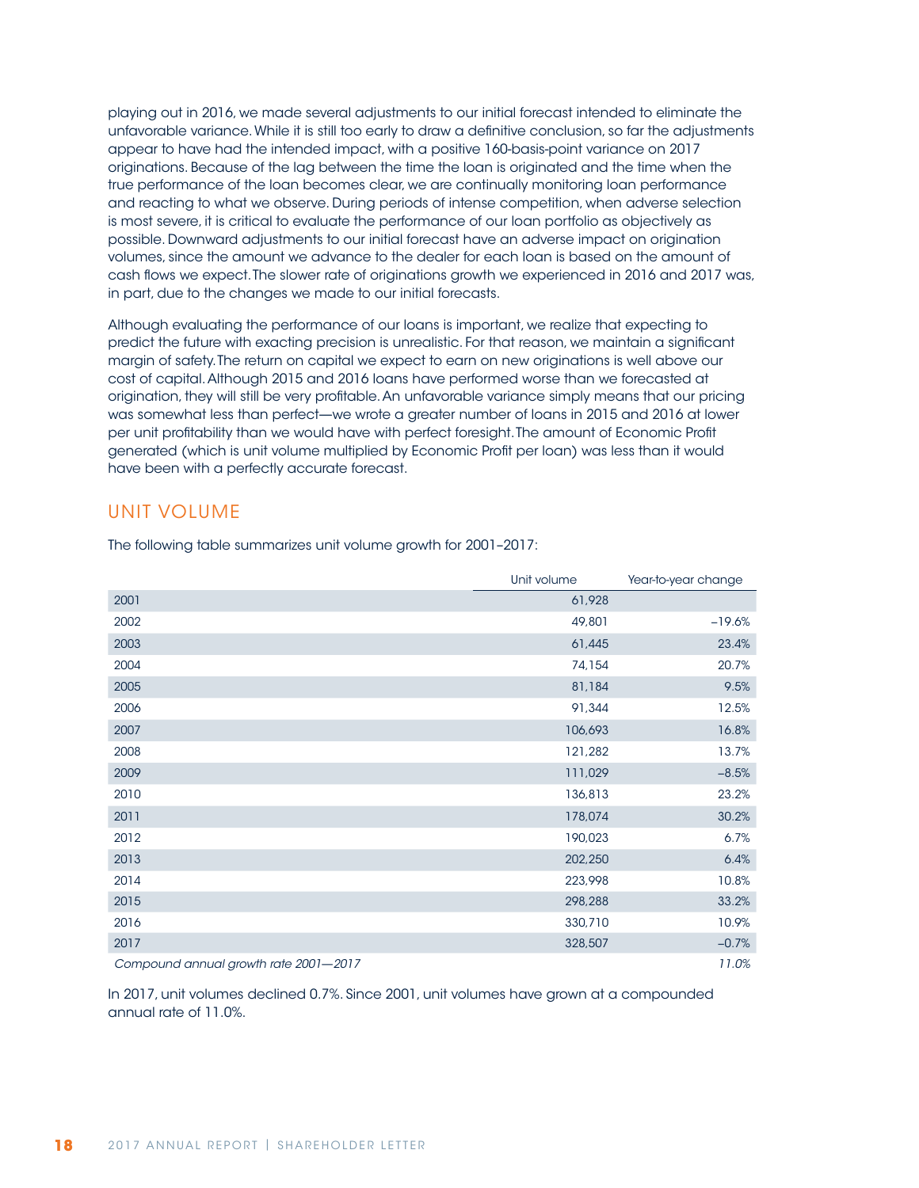playing out in 2016, we made several adjustments to our initial forecast intended to eliminate the unfavorable variance. While it is still too early to draw a definitive conclusion, so far the adjustments appear to have had the intended impact, with a positive 160-basis-point variance on 2017 originations. Because of the lag between the time the loan is originated and the time when the true performance of the loan becomes clear, we are continually monitoring loan performance and reacting to what we observe. During periods of intense competition, when adverse selection is most severe, it is critical to evaluate the performance of our loan portfolio as objectively as possible. Downward adjustments to our initial forecast have an adverse impact on origination volumes, since the amount we advance to the dealer for each loan is based on the amount of cash flows we expect. The slower rate of originations growth we experienced in 2016 and 2017 was, in part, due to the changes we made to our initial forecasts.

Although evaluating the performance of our loans is important, we realize that expecting to predict the future with exacting precision is unrealistic. For that reason, we maintain a significant margin of safety. The return on capital we expect to earn on new originations is well above our cost of capital. Although 2015 and 2016 loans have performed worse than we forecasted at origination, they will still be very profitable. An unfavorable variance simply means that our pricing was somewhat less than perfect—we wrote a greater number of loans in 2015 and 2016 at lower per unit profitability than we would have with perfect foresight. The amount of Economic Profit generated (which is unit volume multiplied by Economic Profit per loan) was less than it would have been with a perfectly accurate forecast.

## UNIT VOLUME

The following table summarizes unit volume growth for 2001–2017:

| | Unit volume | Year-to-year change |
|---|---|---|
| 2001 | 61,928 | |
| 2002 | 49,801 | −19.6% |
| 2003 | 61,445 | 23.4% |
| 2004 | 74,154 | 20.7% |
| 2005 | 81,184 | 9.5% |
| 2006 | 91,344 | 12.5% |
| 2007 | 106,693 | 16.8% |
| 2008 | 121,282 | 13.7% |
| 2009 | 111,029 | −8.5% |
| 2010 | 136,813 | 23.2% |
| 2011 | 178,074 | 30.2% |
| 2012 | 190,023 | 6.7% |
| 2013 | 202,250 | 6.4% |
| 2014 | 223,998 | 10.8% |
| 2015 | 298,288 | 33.2% |
| 2016 | 330,710 | 10.9% |
| 2017 | 328,507 | −0.7% |
| *Compound annual growth rate 2001—2017* | | *11.0%* |

In 2017, unit volumes declined 0.7%. Since 2001, unit volumes have grown at a compounded annual rate of 11.0%.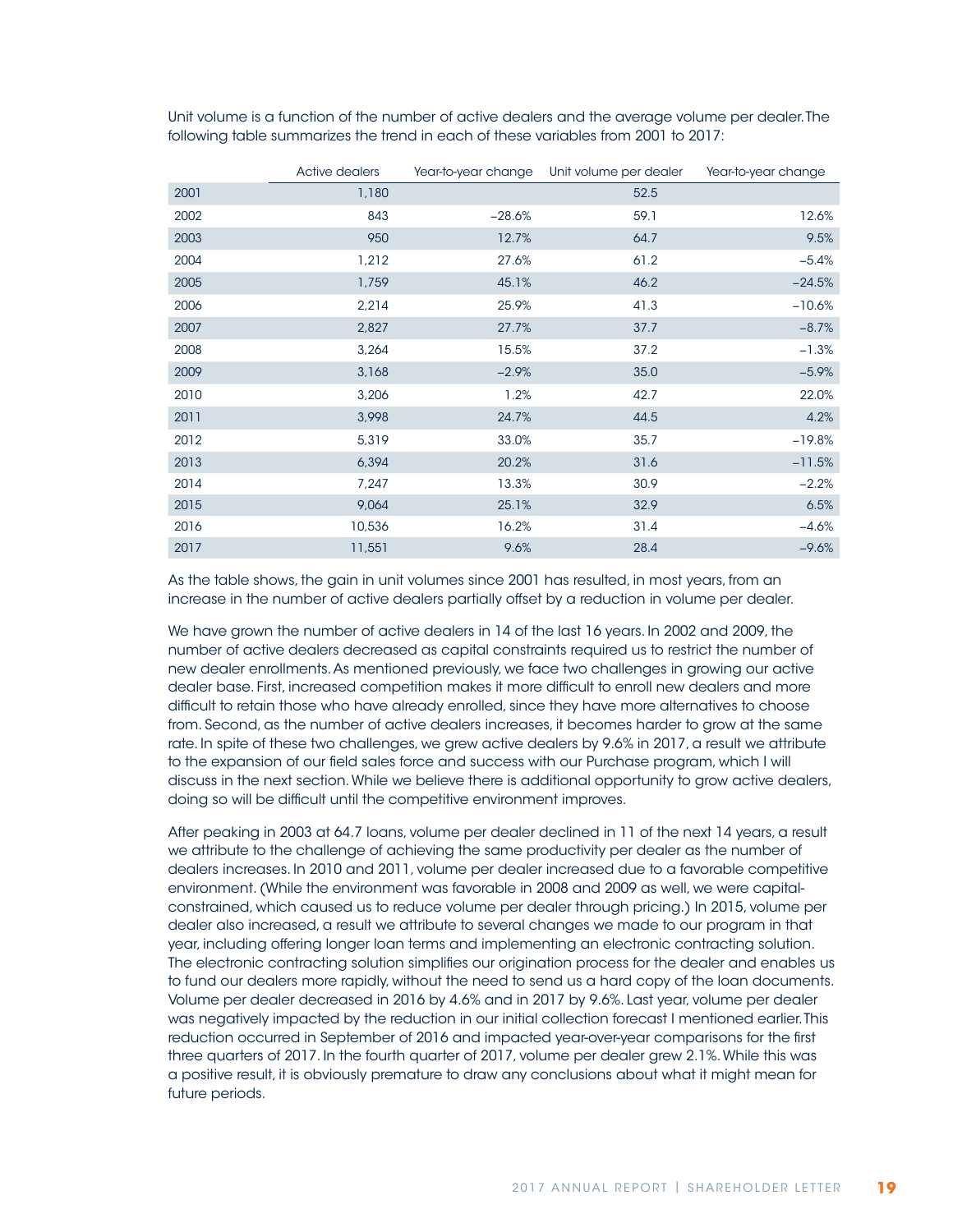Unit volume is a function of the number of active dealers and the average volume per dealer. The following table summarizes the trend in each of these variables from 2001 to 2017:

| | Active dealers | Year-to-year change | Unit volume per dealer | Year-to-year change |
|---|---|---|---|---|
| 2001 | 1,180 | | 52.5 | |
| 2002 | 843 | –28.6% | 59.1 | 12.6% |
| 2003 | 950 | 12.7% | 64.7 | 9.5% |
| 2004 | 1,212 | 27.6% | 61.2 | –5.4% |
| 2005 | 1,759 | 45.1% | 46.2 | –24.5% |
| 2006 | 2,214 | 25.9% | 41.3 | –10.6% |
| 2007 | 2,827 | 27.7% | 37.7 | –8.7% |
| 2008 | 3,264 | 15.5% | 37.2 | –1.3% |
| 2009 | 3,168 | –2.9% | 35.0 | –5.9% |
| 2010 | 3,206 | 1.2% | 42.7 | 22.0% |
| 2011 | 3,998 | 24.7% | 44.5 | 4.2% |
| 2012 | 5,319 | 33.0% | 35.7 | –19.8% |
| 2013 | 6,394 | 20.2% | 31.6 | –11.5% |
| 2014 | 7,247 | 13.3% | 30.9 | –2.2% |
| 2015 | 9,064 | 25.1% | 32.9 | 6.5% |
| 2016 | 10,536 | 16.2% | 31.4 | –4.6% |
| 2017 | 11,551 | 9.6% | 28.4 | –9.6% |

As the table shows, the gain in unit volumes since 2001 has resulted, in most years, from an increase in the number of active dealers partially offset by a reduction in volume per dealer.

We have grown the number of active dealers in 14 of the last 16 years. In 2002 and 2009, the number of active dealers decreased as capital constraints required us to restrict the number of new dealer enrollments. As mentioned previously, we face two challenges in growing our active dealer base. First, increased competition makes it more difficult to enroll new dealers and more difficult to retain those who have already enrolled, since they have more alternatives to choose from. Second, as the number of active dealers increases, it becomes harder to grow at the same rate. In spite of these two challenges, we grew active dealers by 9.6% in 2017, a result we attribute to the expansion of our field sales force and success with our Purchase program, which I will discuss in the next section. While we believe there is additional opportunity to grow active dealers, doing so will be difficult until the competitive environment improves.

After peaking in 2003 at 64.7 loans, volume per dealer declined in 11 of the next 14 years, a result we attribute to the challenge of achieving the same productivity per dealer as the number of dealers increases. In 2010 and 2011, volume per dealer increased due to a favorable competitive environment. (While the environment was favorable in 2008 and 2009 as well, we were capital-constrained, which caused us to reduce volume per dealer through pricing.) In 2015, volume per dealer also increased, a result we attribute to several changes we made to our program in that year, including offering longer loan terms and implementing an electronic contracting solution. The electronic contracting solution simplifies our origination process for the dealer and enables us to fund our dealers more rapidly, without the need to send us a hard copy of the loan documents. Volume per dealer decreased in 2016 by 4.6% and in 2017 by 9.6%. Last year, volume per dealer was negatively impacted by the reduction in our initial collection forecast I mentioned earlier. This reduction occurred in September of 2016 and impacted year-over-year comparisons for the first three quarters of 2017. In the fourth quarter of 2017, volume per dealer grew 2.1%. While this was a positive result, it is obviously premature to draw any conclusions about what it might mean for future periods.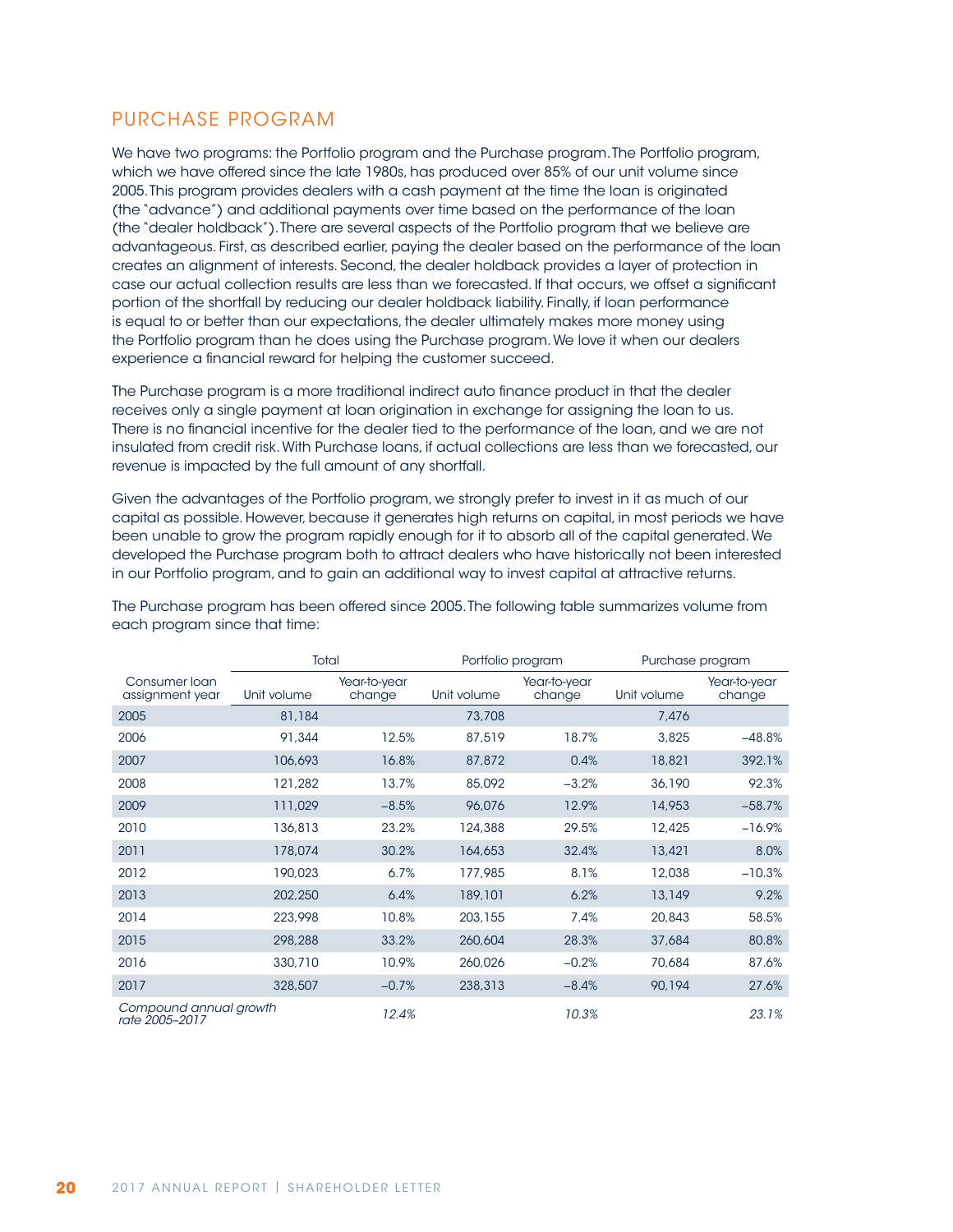## PURCHASE PROGRAM

We have two programs: the Portfolio program and the Purchase program. The Portfolio program, which we have offered since the late 1980s, has produced over 85% of our unit volume since 2005. This program provides dealers with a cash payment at the time the loan is originated (the "advance") and additional payments over time based on the performance of the loan (the "dealer holdback"). There are several aspects of the Portfolio program that we believe are advantageous. First, as described earlier, paying the dealer based on the performance of the loan creates an alignment of interests. Second, the dealer holdback provides a layer of protection in case our actual collection results are less than we forecasted. If that occurs, we offset a significant portion of the shortfall by reducing our dealer holdback liability. Finally, if loan performance is equal to or better than our expectations, the dealer ultimately makes more money using the Portfolio program than he does using the Purchase program. We love it when our dealers experience a financial reward for helping the customer succeed.

The Purchase program is a more traditional indirect auto finance product in that the dealer receives only a single payment at loan origination in exchange for assigning the loan to us. There is no financial incentive for the dealer tied to the performance of the loan, and we are not insulated from credit risk. With Purchase loans, if actual collections are less than we forecasted, our revenue is impacted by the full amount of any shortfall.

Given the advantages of the Portfolio program, we strongly prefer to invest in it as much of our capital as possible. However, because it generates high returns on capital, in most periods we have been unable to grow the program rapidly enough for it to absorb all of the capital generated. We developed the Purchase program both to attract dealers who have historically not been interested in our Portfolio program, and to gain an additional way to invest capital at attractive returns.

The Purchase program has been offered since 2005. The following table summarizes volume from each program since that time:

| | Total | | Portfolio program | | Purchase program | |
|---|---|---|---|---|---|---|
| Consumer loan assignment year | Unit volume | Year-to-year change | Unit volume | Year-to-year change | Unit volume | Year-to-year change |
| 2005 | 81,184 | | 73,708 | | 7,476 | |
| 2006 | 91,344 | 12.5% | 87,519 | 18.7% | 3,825 | −48.8% |
| 2007 | 106,693 | 16.8% | 87,872 | 0.4% | 18,821 | 392.1% |
| 2008 | 121,282 | 13.7% | 85,092 | −3.2% | 36,190 | 92.3% |
| 2009 | 111,029 | −8.5% | 96,076 | 12.9% | 14,953 | −58.7% |
| 2010 | 136,813 | 23.2% | 124,388 | 29.5% | 12,425 | −16.9% |
| 2011 | 178,074 | 30.2% | 164,653 | 32.4% | 13,421 | 8.0% |
| 2012 | 190,023 | 6.7% | 177,985 | 8.1% | 12,038 | −10.3% |
| 2013 | 202,250 | 6.4% | 189,101 | 6.2% | 13,149 | 9.2% |
| 2014 | 223,998 | 10.8% | 203,155 | 7.4% | 20,843 | 58.5% |
| 2015 | 298,288 | 33.2% | 260,604 | 28.3% | 37,684 | 80.8% |
| 2016 | 330,710 | 10.9% | 260,026 | −0.2% | 70,684 | 87.6% |
| 2017 | 328,507 | −0.7% | 238,313 | −8.4% | 90,194 | 27.6% |
| *Compound annual growth rate 2005–2017* | | *12.4%* | | *10.3%* | | *23.1%* |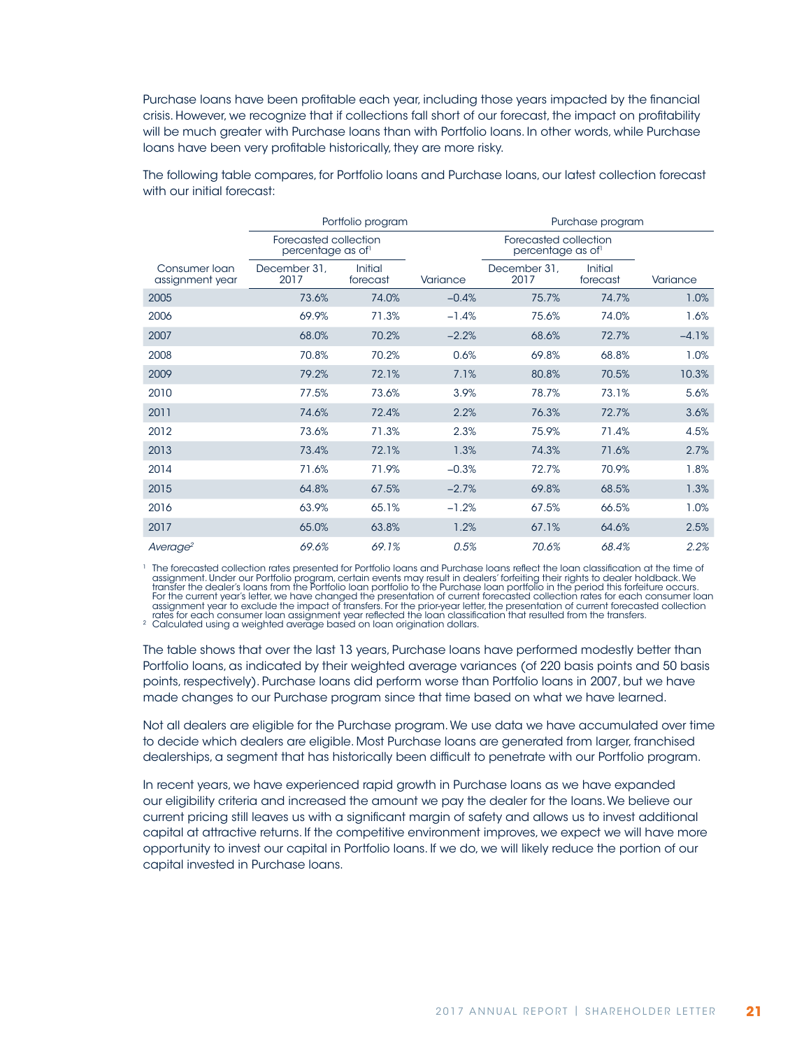Purchase loans have been profitable each year, including those years impacted by the financial crisis. However, we recognize that if collections fall short of our forecast, the impact on profitability will be much greater with Purchase loans than with Portfolio loans. In other words, while Purchase loans have been very profitable historically, they are more risky.

The following table compares, for Portfolio loans and Purchase loans, our latest collection forecast with our initial forecast:

| | Portfolio program | | | Purchase program | | |
|---|---|---|---|---|---|---|
| | Forecasted collection percentage as of[1] | | | Forecasted collection percentage as of[1] | | |
| Consumer loan assignment year | December 31, 2017 | Initial forecast | Variance | December 31, 2017 | Initial forecast | Variance |
| 2005 | 73.6% | 74.0% | −0.4% | 75.7% | 74.7% | 1.0% |
| 2006 | 69.9% | 71.3% | −1.4% | 75.6% | 74.0% | 1.6% |
| 2007 | 68.0% | 70.2% | −2.2% | 68.6% | 72.7% | −4.1% |
| 2008 | 70.8% | 70.2% | 0.6% | 69.8% | 68.8% | 1.0% |
| 2009 | 79.2% | 72.1% | 7.1% | 80.8% | 70.5% | 10.3% |
| 2010 | 77.5% | 73.6% | 3.9% | 78.7% | 73.1% | 5.6% |
| 2011 | 74.6% | 72.4% | 2.2% | 76.3% | 72.7% | 3.6% |
| 2012 | 73.6% | 71.3% | 2.3% | 75.9% | 71.4% | 4.5% |
| 2013 | 73.4% | 72.1% | 1.3% | 74.3% | 71.6% | 2.7% |
| 2014 | 71.6% | 71.9% | −0.3% | 72.7% | 70.9% | 1.8% |
| 2015 | 64.8% | 67.5% | −2.7% | 69.8% | 68.5% | 1.3% |
| 2016 | 63.9% | 65.1% | −1.2% | 67.5% | 66.5% | 1.0% |
| 2017 | 65.0% | 63.8% | 1.2% | 67.1% | 64.6% | 2.5% |
| *Average[2]* | *69.6%* | *69.1%* | *0.5%* | *70.6%* | *68.4%* | *2.2%* |

[1] The forecasted collection rates presented for Portfolio loans and Purchase loans reflect the loan classification at the time of assignment. Under our Portfolio program, certain events may result in dealers' forfeiting their rights to dealer holdback. We transfer the dealer's loans from the Portfolio loan portfolio to the Purchase loan portfolio in the period this forfeiture occurs. For the current year's letter, we have changed the presentation of current forecasted collection rates for each consumer loan assignment year to exclude the impact of transfers. For the prior-year letter, the presentation of current forecasted collection rates for each consumer loan assignment year reflected the loan classification that resulted from the transfers.
[2] Calculated using a weighted average based on loan origination dollars.

The table shows that over the last 13 years, Purchase loans have performed modestly better than Portfolio loans, as indicated by their weighted average variances (of 220 basis points and 50 basis points, respectively). Purchase loans did perform worse than Portfolio loans in 2007, but we have made changes to our Purchase program since that time based on what we have learned.

Not all dealers are eligible for the Purchase program. We use data we have accumulated over time to decide which dealers are eligible. Most Purchase loans are generated from larger, franchised dealerships, a segment that has historically been difficult to penetrate with our Portfolio program.

In recent years, we have experienced rapid growth in Purchase loans as we have expanded our eligibility criteria and increased the amount we pay the dealer for the loans. We believe our current pricing still leaves us with a significant margin of safety and allows us to invest additional capital at attractive returns. If the competitive environment improves, we expect we will have more opportunity to invest our capital in Portfolio loans. If we do, we will likely reduce the portion of our capital invested in Purchase loans.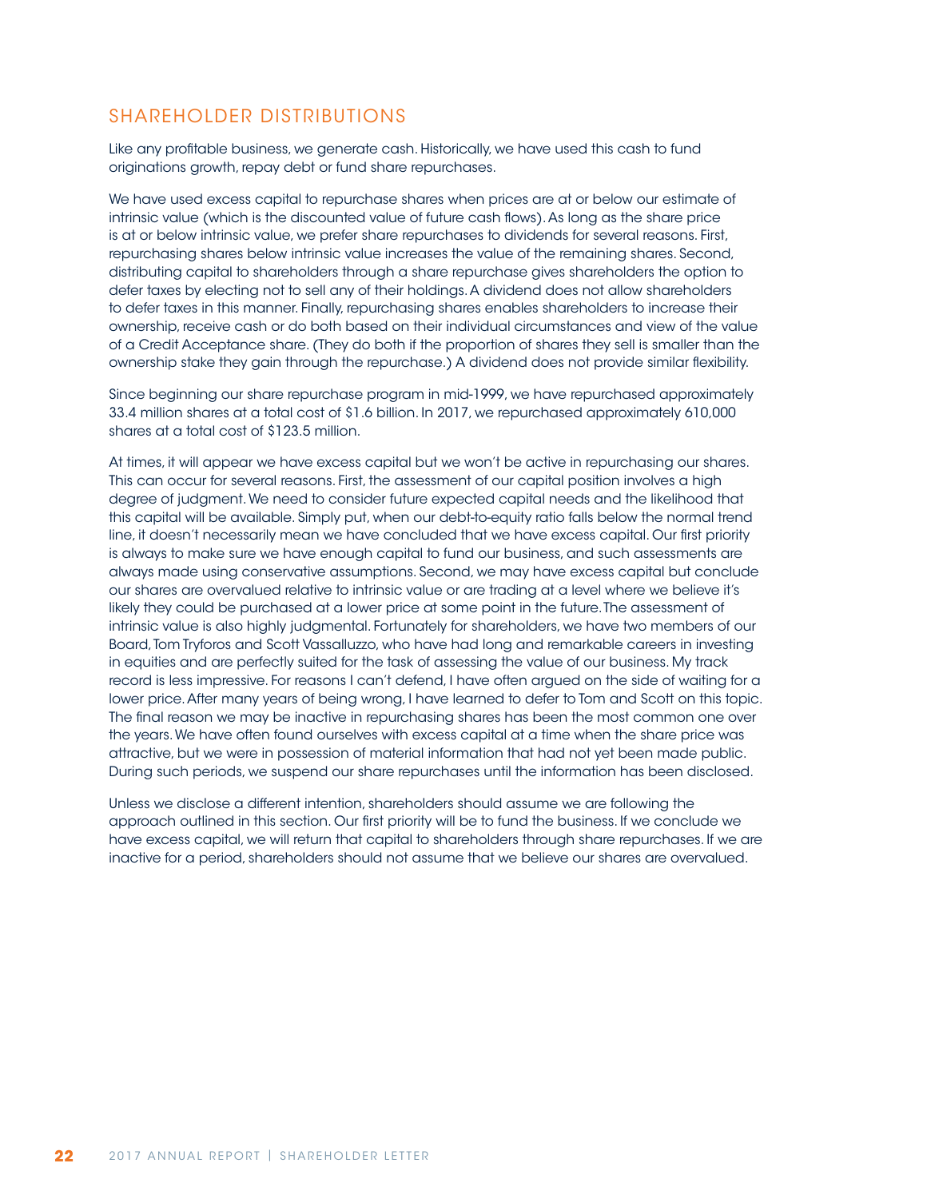## SHAREHOLDER DISTRIBUTIONS

Like any profitable business, we generate cash. Historically, we have used this cash to fund originations growth, repay debt or fund share repurchases.

We have used excess capital to repurchase shares when prices are at or below our estimate of intrinsic value (which is the discounted value of future cash flows). As long as the share price is at or below intrinsic value, we prefer share repurchases to dividends for several reasons. First, repurchasing shares below intrinsic value increases the value of the remaining shares. Second, distributing capital to shareholders through a share repurchase gives shareholders the option to defer taxes by electing not to sell any of their holdings. A dividend does not allow shareholders to defer taxes in this manner. Finally, repurchasing shares enables shareholders to increase their ownership, receive cash or do both based on their individual circumstances and view of the value of a Credit Acceptance share. (They do both if the proportion of shares they sell is smaller than the ownership stake they gain through the repurchase.) A dividend does not provide similar flexibility.

Since beginning our share repurchase program in mid-1999, we have repurchased approximately 33.4 million shares at a total cost of $1.6 billion. In 2017, we repurchased approximately 610,000 shares at a total cost of $123.5 million.

At times, it will appear we have excess capital but we won't be active in repurchasing our shares. This can occur for several reasons. First, the assessment of our capital position involves a high degree of judgment. We need to consider future expected capital needs and the likelihood that this capital will be available. Simply put, when our debt-to-equity ratio falls below the normal trend line, it doesn't necessarily mean we have concluded that we have excess capital. Our first priority is always to make sure we have enough capital to fund our business, and such assessments are always made using conservative assumptions. Second, we may have excess capital but conclude our shares are overvalued relative to intrinsic value or are trading at a level where we believe it's likely they could be purchased at a lower price at some point in the future. The assessment of intrinsic value is also highly judgmental. Fortunately for shareholders, we have two members of our Board, Tom Tryforos and Scott Vassalluzzo, who have had long and remarkable careers in investing in equities and are perfectly suited for the task of assessing the value of our business. My track record is less impressive. For reasons I can't defend, I have often argued on the side of waiting for a lower price. After many years of being wrong, I have learned to defer to Tom and Scott on this topic. The final reason we may be inactive in repurchasing shares has been the most common one over the years. We have often found ourselves with excess capital at a time when the share price was attractive, but we were in possession of material information that had not yet been made public. During such periods, we suspend our share repurchases until the information has been disclosed.

Unless we disclose a different intention, shareholders should assume we are following the approach outlined in this section. Our first priority will be to fund the business. If we conclude we have excess capital, we will return that capital to shareholders through share repurchases. If we are inactive for a period, shareholders should not assume that we believe our shares are overvalued.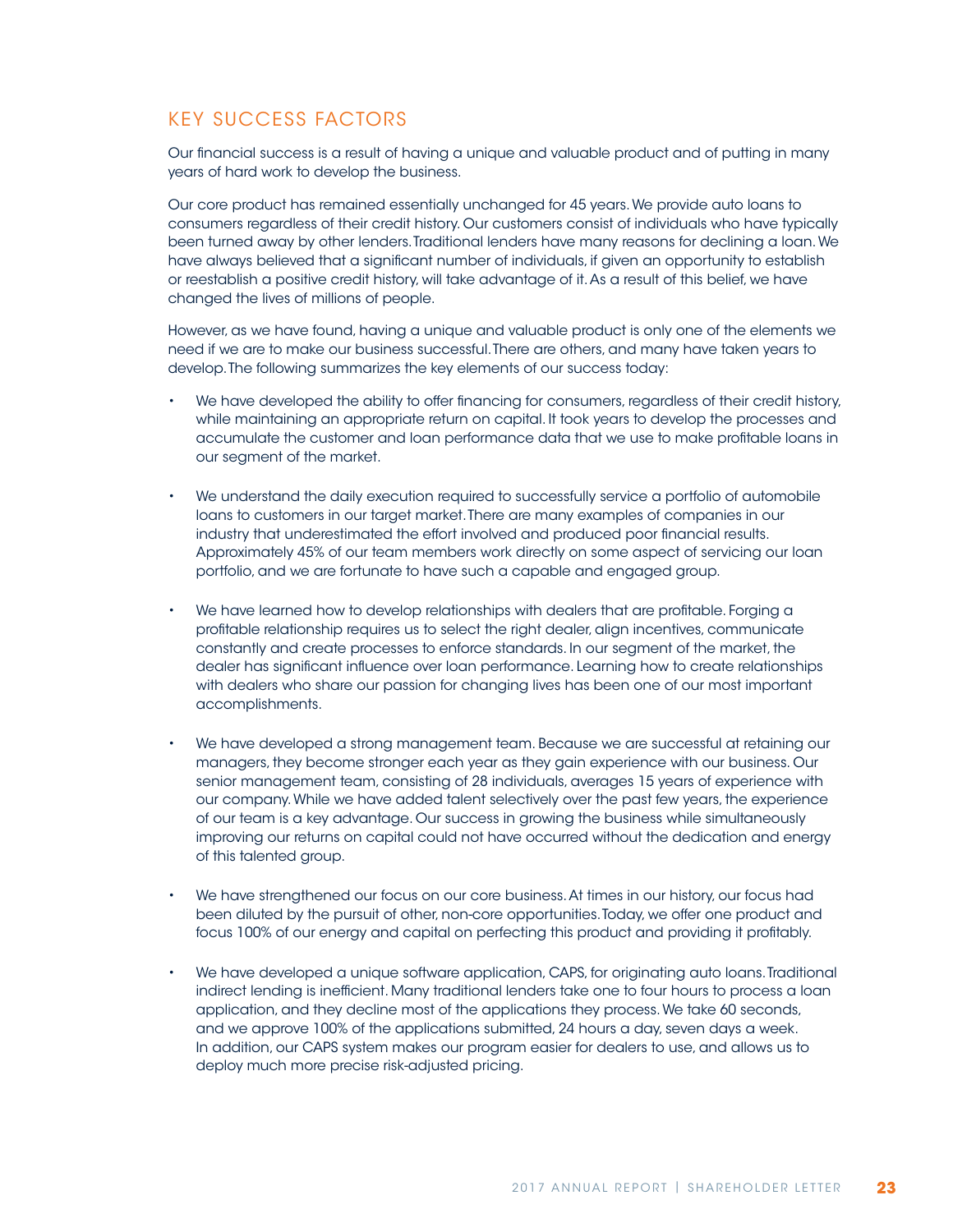## KEY SUCCESS FACTORS

Our financial success is a result of having a unique and valuable product and of putting in many years of hard work to develop the business.

Our core product has remained essentially unchanged for 45 years. We provide auto loans to consumers regardless of their credit history. Our customers consist of individuals who have typically been turned away by other lenders. Traditional lenders have many reasons for declining a loan. We have always believed that a significant number of individuals, if given an opportunity to establish or reestablish a positive credit history, will take advantage of it. As a result of this belief, we have changed the lives of millions of people.

However, as we have found, having a unique and valuable product is only one of the elements we need if we are to make our business successful. There are others, and many have taken years to develop. The following summarizes the key elements of our success today:

- We have developed the ability to offer financing for consumers, regardless of their credit history, while maintaining an appropriate return on capital. It took years to develop the processes and accumulate the customer and loan performance data that we use to make profitable loans in our segment of the market.

- We understand the daily execution required to successfully service a portfolio of automobile loans to customers in our target market. There are many examples of companies in our industry that underestimated the effort involved and produced poor financial results. Approximately 45% of our team members work directly on some aspect of servicing our loan portfolio, and we are fortunate to have such a capable and engaged group.

- We have learned how to develop relationships with dealers that are profitable. Forging a profitable relationship requires us to select the right dealer, align incentives, communicate constantly and create processes to enforce standards. In our segment of the market, the dealer has significant influence over loan performance. Learning how to create relationships with dealers who share our passion for changing lives has been one of our most important accomplishments.

- We have developed a strong management team. Because we are successful at retaining our managers, they become stronger each year as they gain experience with our business. Our senior management team, consisting of 28 individuals, averages 15 years of experience with our company. While we have added talent selectively over the past few years, the experience of our team is a key advantage. Our success in growing the business while simultaneously improving our returns on capital could not have occurred without the dedication and energy of this talented group.

- We have strengthened our focus on our core business. At times in our history, our focus had been diluted by the pursuit of other, non-core opportunities. Today, we offer one product and focus 100% of our energy and capital on perfecting this product and providing it profitably.

- We have developed a unique software application, CAPS, for originating auto loans. Traditional indirect lending is inefficient. Many traditional lenders take one to four hours to process a loan application, and they decline most of the applications they process. We take 60 seconds, and we approve 100% of the applications submitted, 24 hours a day, seven days a week. In addition, our CAPS system makes our program easier for dealers to use, and allows us to deploy much more precise risk-adjusted pricing.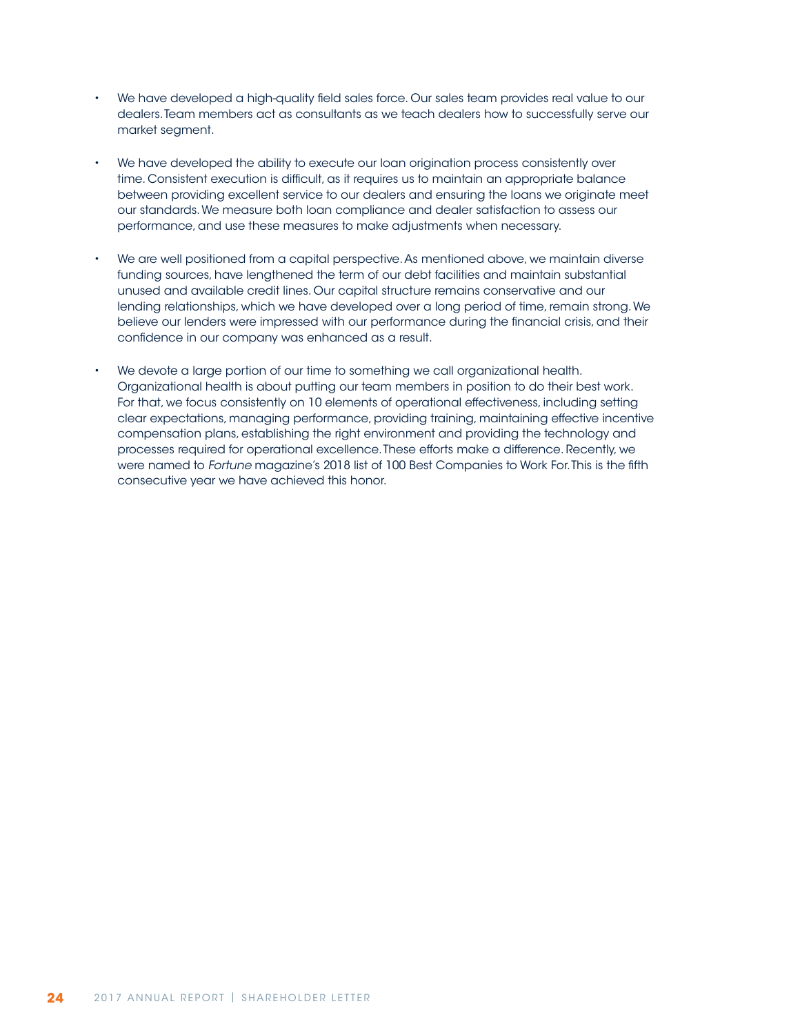- We have developed a high-quality field sales force. Our sales team provides real value to our dealers. Team members act as consultants as we teach dealers how to successfully serve our market segment.

- We have developed the ability to execute our loan origination process consistently over time. Consistent execution is difficult, as it requires us to maintain an appropriate balance between providing excellent service to our dealers and ensuring the loans we originate meet our standards. We measure both loan compliance and dealer satisfaction to assess our performance, and use these measures to make adjustments when necessary.

- We are well positioned from a capital perspective. As mentioned above, we maintain diverse funding sources, have lengthened the term of our debt facilities and maintain substantial unused and available credit lines. Our capital structure remains conservative and our lending relationships, which we have developed over a long period of time, remain strong. We believe our lenders were impressed with our performance during the financial crisis, and their confidence in our company was enhanced as a result.

- We devote a large portion of our time to something we call organizational health. Organizational health is about putting our team members in position to do their best work. For that, we focus consistently on 10 elements of operational effectiveness, including setting clear expectations, managing performance, providing training, maintaining effective incentive compensation plans, establishing the right environment and providing the technology and processes required for operational excellence. These efforts make a difference. Recently, we were named to *Fortune* magazine's 2018 list of 100 Best Companies to Work For. This is the fifth consecutive year we have achieved this honor.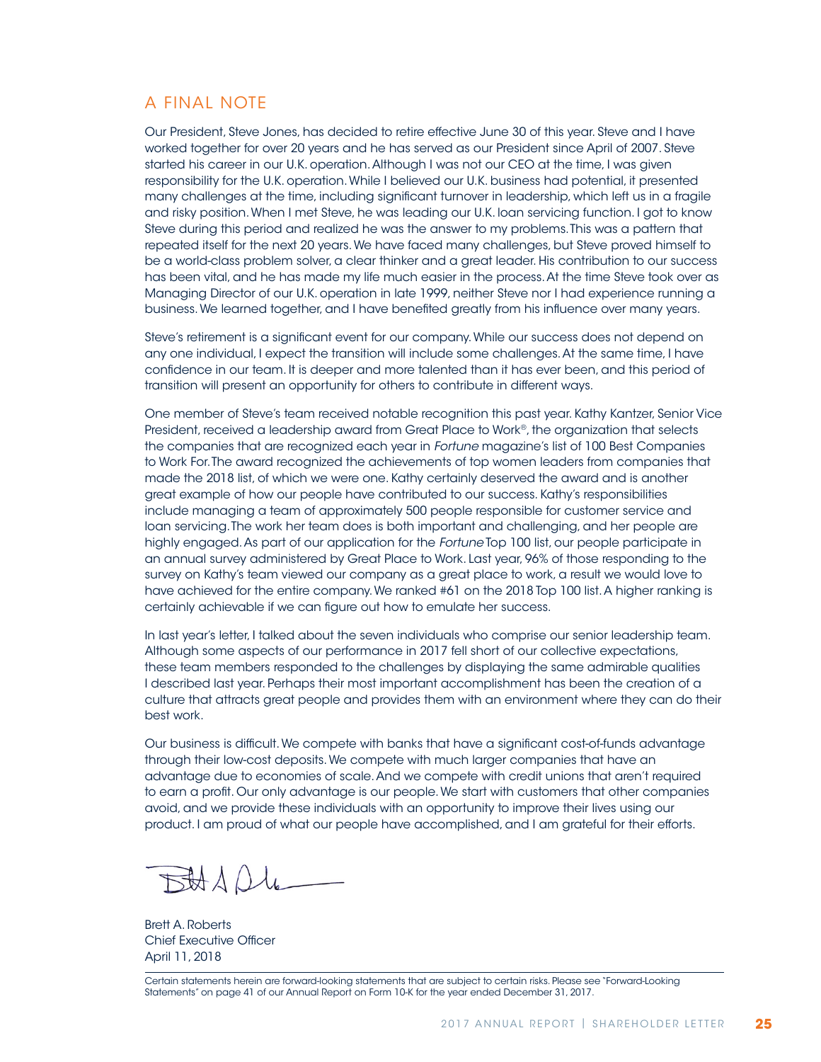## A FINAL NOTE

Our President, Steve Jones, has decided to retire effective June 30 of this year. Steve and I have worked together for over 20 years and he has served as our President since April of 2007. Steve started his career in our U.K. operation. Although I was not our CEO at the time, I was given responsibility for the U.K. operation. While I believed our U.K. business had potential, it presented many challenges at the time, including significant turnover in leadership, which left us in a fragile and risky position. When I met Steve, he was leading our U.K. loan servicing function. I got to know Steve during this period and realized he was the answer to my problems. This was a pattern that repeated itself for the next 20 years. We have faced many challenges, but Steve proved himself to be a world-class problem solver, a clear thinker and a great leader. His contribution to our success has been vital, and he has made my life much easier in the process. At the time Steve took over as Managing Director of our U.K. operation in late 1999, neither Steve nor I had experience running a business. We learned together, and I have benefited greatly from his influence over many years.

Steve's retirement is a significant event for our company. While our success does not depend on any one individual, I expect the transition will include some challenges. At the same time, I have confidence in our team. It is deeper and more talented than it has ever been, and this period of transition will present an opportunity for others to contribute in different ways.

One member of Steve's team received notable recognition this past year. Kathy Kantzer, Senior Vice President, received a leadership award from Great Place to Work®, the organization that selects the companies that are recognized each year in *Fortune* magazine's list of 100 Best Companies to Work For. The award recognized the achievements of top women leaders from companies that made the 2018 list, of which we were one. Kathy certainly deserved the award and is another great example of how our people have contributed to our success. Kathy's responsibilities include managing a team of approximately 500 people responsible for customer service and loan servicing. The work her team does is both important and challenging, and her people are highly engaged. As part of our application for the *Fortune* Top 100 list, our people participate in an annual survey administered by Great Place to Work. Last year, 96% of those responding to the survey on Kathy's team viewed our company as a great place to work, a result we would love to have achieved for the entire company. We ranked #61 on the 2018 Top 100 list. A higher ranking is certainly achievable if we can figure out how to emulate her success.

In last year's letter, I talked about the seven individuals who comprise our senior leadership team. Although some aspects of our performance in 2017 fell short of our collective expectations, these team members responded to the challenges by displaying the same admirable qualities I described last year. Perhaps their most important accomplishment has been the creation of a culture that attracts great people and provides them with an environment where they can do their best work.

Our business is difficult. We compete with banks that have a significant cost-of-funds advantage through their low-cost deposits. We compete with much larger companies that have an advantage due to economies of scale. And we compete with credit unions that aren't required to earn a profit. Our only advantage is our people. We start with customers that other companies avoid, and we provide these individuals with an opportunity to improve their lives using our product. I am proud of what our people have accomplished, and I am grateful for their efforts.

Brett A. Roberts
Chief Executive Officer
April 11, 2018

Certain statements herein are forward-looking statements that are subject to certain risks. Please see "Forward-Looking Statements" on page 41 of our Annual Report on Form 10-K for the year ended December 31, 2017.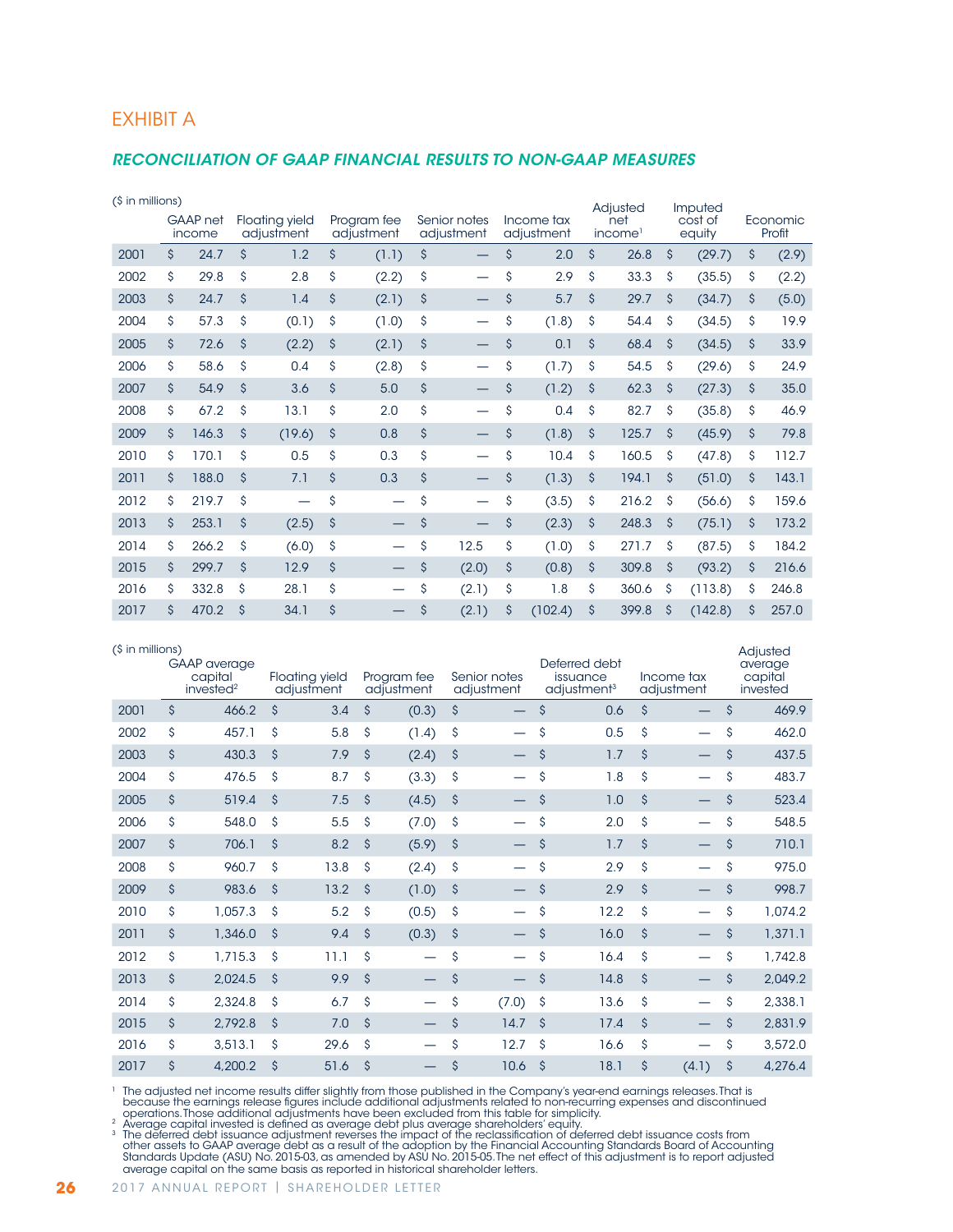# EXHIBIT A

## *RECONCILIATION OF GAAP FINANCIAL RESULTS TO NON-GAAP MEASURES*

($ in millions)

| | GAAP net income | Floating yield adjustment | Program fee adjustment | Senior notes adjustment | Income tax adjustment | Adjusted net income[1] | Imputed cost of equity | Economic Profit |
|---|---|---|---|---|---|---|---|---|
| 2001 | $ 24.7 | $ 1.2 | $ (1.1) | $ — | $ 2.0 | $ 26.8 | $ (29.7) | $ (2.9) |
| 2002 | $ 29.8 | $ 2.8 | $ (2.2) | $ — | $ 2.9 | $ 33.3 | $ (35.5) | $ (2.2) |
| 2003 | $ 24.7 | $ 1.4 | $ (2.1) | $ — | $ 5.7 | $ 29.7 | $ (34.7) | $ (5.0) |
| 2004 | $ 57.3 | $ (0.1) | $ (1.0) | $ — | $ (1.8) | $ 54.4 | $ (34.5) | $ 19.9 |
| 2005 | $ 72.6 | $ (2.2) | $ (2.1) | $ — | $ 0.1 | $ 68.4 | $ (34.5) | $ 33.9 |
| 2006 | $ 58.6 | $ 0.4 | $ (2.8) | $ — | $ (1.7) | $ 54.5 | $ (29.6) | $ 24.9 |
| 2007 | $ 54.9 | $ 3.6 | $ 5.0 | $ — | $ (1.2) | $ 62.3 | $ (27.3) | $ 35.0 |
| 2008 | $ 67.2 | $ 13.1 | $ 2.0 | $ — | $ 0.4 | $ 82.7 | $ (35.8) | $ 46.9 |
| 2009 | $ 146.3 | $ (19.6) | $ 0.8 | $ — | $ (1.8) | $ 125.7 | $ (45.9) | $ 79.8 |
| 2010 | $ 170.1 | $ 0.5 | $ 0.3 | $ — | $ 10.4 | $ 160.5 | $ (47.8) | $ 112.7 |
| 2011 | $ 188.0 | $ 7.1 | $ 0.3 | $ — | $ (1.3) | $ 194.1 | $ (51.0) | $ 143.1 |
| 2012 | $ 219.7 | $ — | $ — | $ — | $ (3.5) | $ 216.2 | $ (56.6) | $ 159.6 |
| 2013 | $ 253.1 | $ (2.5) | $ — | $ — | $ (2.3) | $ 248.3 | $ (75.1) | $ 173.2 |
| 2014 | $ 266.2 | $ (6.0) | $ — | $ 12.5 | $ (1.0) | $ 271.7 | $ (87.5) | $ 184.2 |
| 2015 | $ 299.7 | $ 12.9 | $ — | $ (2.0) | $ (0.8) | $ 309.8 | $ (93.2) | $ 216.6 |
| 2016 | $ 332.8 | $ 28.1 | $ — | $ (2.1) | $ 1.8 | $ 360.6 | $ (113.8) | $ 246.8 |
| 2017 | $ 470.2 | $ 34.1 | $ — | $ (2.1) | $ (102.4) | $ 399.8 | $ (142.8) | $ 257.0 |

($ in millions)

| | GAAP average capital invested[2] | Floating yield adjustment | Program fee adjustment | Senior notes adjustment | Deferred debt issuance adjustment[3] | Income tax adjustment | Adjusted average capital invested |
|---|---|---|---|---|---|---|---|
| 2001 | $ 466.2 | $ 3.4 | $ (0.3) | $ — | $ 0.6 | $ — | $ 469.9 |
| 2002 | $ 457.1 | $ 5.8 | $ (1.4) | $ — | $ 0.5 | $ — | $ 462.0 |
| 2003 | $ 430.3 | $ 7.9 | $ (2.4) | $ — | $ 1.7 | $ — | $ 437.5 |
| 2004 | $ 476.5 | $ 8.7 | $ (3.3) | $ — | $ 1.8 | $ — | $ 483.7 |
| 2005 | $ 519.4 | $ 7.5 | $ (4.5) | $ — | $ 1.0 | $ — | $ 523.4 |
| 2006 | $ 548.0 | $ 5.5 | $ (7.0) | $ — | $ 2.0 | $ — | $ 548.5 |
| 2007 | $ 706.1 | $ 8.2 | $ (5.9) | $ — | $ 1.7 | $ — | $ 710.1 |
| 2008 | $ 960.7 | $ 13.8 | $ (2.4) | $ — | $ 2.9 | $ — | $ 975.0 |
| 2009 | $ 983.6 | $ 13.2 | $ (1.0) | $ — | $ 2.9 | $ — | $ 998.7 |
| 2010 | $ 1,057.3 | $ 5.2 | $ (0.5) | $ — | $ 12.2 | $ — | $ 1,074.2 |
| 2011 | $ 1,346.0 | $ 9.4 | $ (0.3) | $ — | $ 16.0 | $ — | $ 1,371.1 |
| 2012 | $ 1,715.3 | $ 11.1 | $ — | $ — | $ 16.4 | $ — | $ 1,742.8 |
| 2013 | $ 2,024.5 | $ 9.9 | $ — | $ — | $ 14.8 | $ — | $ 2,049.2 |
| 2014 | $ 2,324.8 | $ 6.7 | $ — | $ (7.0) | $ 13.6 | $ — | $ 2,338.1 |
| 2015 | $ 2,792.8 | $ 7.0 | $ — | $ 14.7 | $ 17.4 | $ — | $ 2,831.9 |
| 2016 | $ 3,513.1 | $ 29.6 | $ — | $ 12.7 | $ 16.6 | $ — | $ 3,572.0 |
| 2017 | $ 4,200.2 | $ 51.6 | $ — | $ 10.6 | $ 18.1 | $ (4.1) | $ 4,276.4 |

[1] The adjusted net income results differ slightly from those published in the Company's year-end earnings releases. That is because the earnings release figures include additional adjustments related to non-recurring expenses and discontinued operations. Those additional adjustments have been excluded from this table for simplicity.

[2] Average capital invested is defined as average debt plus average shareholders' equity.

[3] The deferred debt issuance adjustment reverses the impact of the reclassification of deferred debt issuance costs from other assets to GAAP average debt as a result of the adoption by the Financial Accounting Standards Board of Accounting Standards Update (ASU) No. 2015-03, as amended by ASU No. 2015-05. The net effect of this adjustment is to report adjusted average capital on the same basis as reported in historical shareholder letters.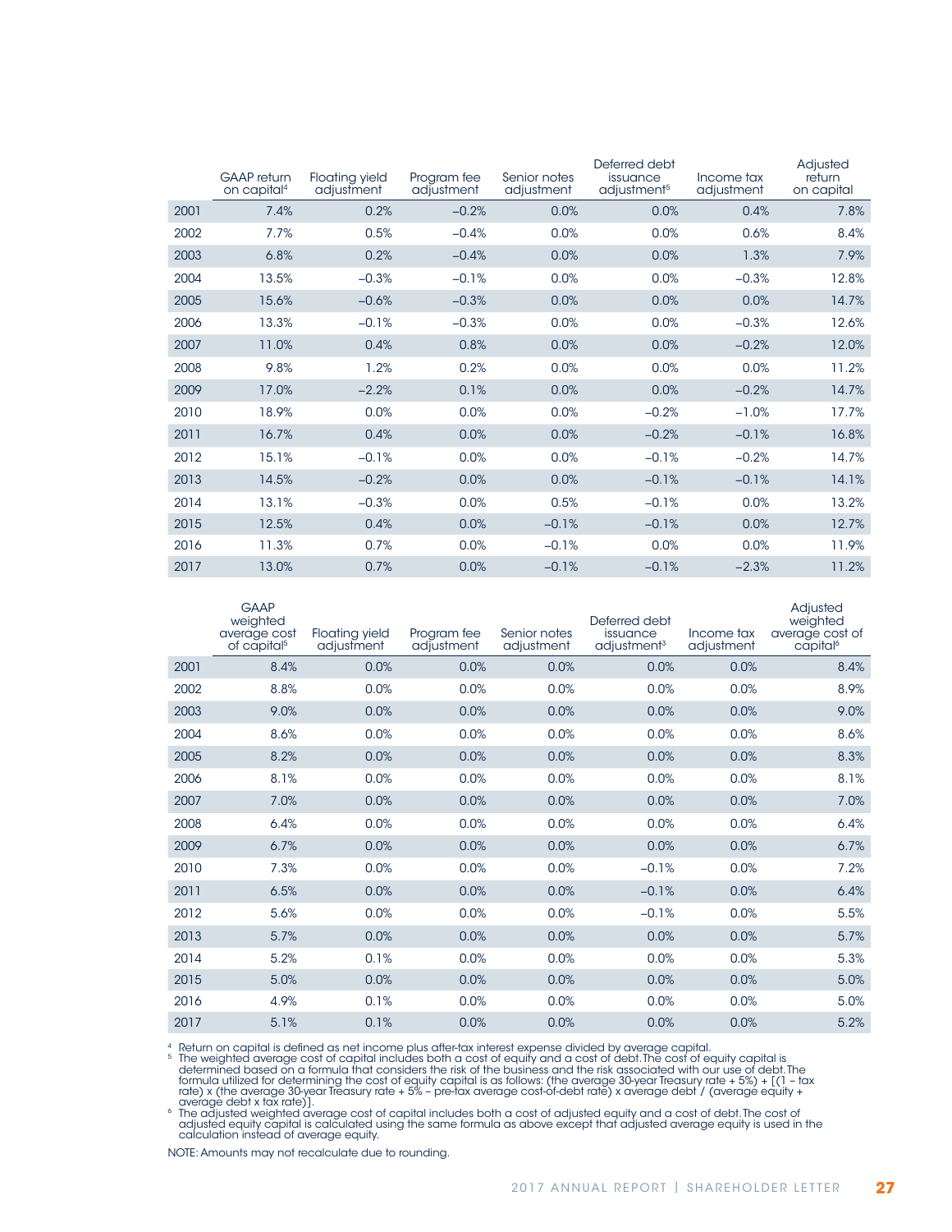| | GAAP return on capital[4] | Floating yield adjustment | Program fee adjustment | Senior notes adjustment | Deferred debt issuance adjustment[5] | Income tax adjustment | Adjusted return on capital |
|---|---|---|---|---|---|---|---|
| 2001 | 7.4% | 0.2% | −0.2% | 0.0% | 0.0% | 0.4% | 7.8% |
| 2002 | 7.7% | 0.5% | −0.4% | 0.0% | 0.0% | 0.6% | 8.4% |
| 2003 | 6.8% | 0.2% | −0.4% | 0.0% | 0.0% | 1.3% | 7.9% |
| 2004 | 13.5% | −0.3% | −0.1% | 0.0% | 0.0% | −0.3% | 12.8% |
| 2005 | 15.6% | −0.6% | −0.3% | 0.0% | 0.0% | 0.0% | 14.7% |
| 2006 | 13.3% | −0.1% | −0.3% | 0.0% | 0.0% | −0.3% | 12.6% |
| 2007 | 11.0% | 0.4% | 0.8% | 0.0% | 0.0% | −0.2% | 12.0% |
| 2008 | 9.8% | 1.2% | 0.2% | 0.0% | 0.0% | 0.0% | 11.2% |
| 2009 | 17.0% | −2.2% | 0.1% | 0.0% | 0.0% | −0.2% | 14.7% |
| 2010 | 18.9% | 0.0% | 0.0% | 0.0% | −0.2% | −1.0% | 17.7% |
| 2011 | 16.7% | 0.4% | 0.0% | 0.0% | −0.2% | −0.1% | 16.8% |
| 2012 | 15.1% | −0.1% | 0.0% | 0.0% | −0.1% | −0.2% | 14.7% |
| 2013 | 14.5% | −0.2% | 0.0% | 0.0% | −0.1% | −0.1% | 14.1% |
| 2014 | 13.1% | −0.3% | 0.0% | 0.5% | −0.1% | 0.0% | 13.2% |
| 2015 | 12.5% | 0.4% | 0.0% | −0.1% | −0.1% | 0.0% | 12.7% |
| 2016 | 11.3% | 0.7% | 0.0% | −0.1% | 0.0% | 0.0% | 11.9% |
| 2017 | 13.0% | 0.7% | 0.0% | −0.1% | −0.1% | −2.3% | 11.2% |

| | GAAP weighted average cost of capital[5] | Floating yield adjustment | Program fee adjustment | Senior notes adjustment | Deferred debt issuance adjustment[3] | Income tax adjustment | Adjusted weighted average cost of capital[6] |
|---|---|---|---|---|---|---|---|
| 2001 | 8.4% | 0.0% | 0.0% | 0.0% | 0.0% | 0.0% | 8.4% |
| 2002 | 8.8% | 0.0% | 0.0% | 0.0% | 0.0% | 0.0% | 8.9% |
| 2003 | 9.0% | 0.0% | 0.0% | 0.0% | 0.0% | 0.0% | 9.0% |
| 2004 | 8.6% | 0.0% | 0.0% | 0.0% | 0.0% | 0.0% | 8.6% |
| 2005 | 8.2% | 0.0% | 0.0% | 0.0% | 0.0% | 0.0% | 8.3% |
| 2006 | 8.1% | 0.0% | 0.0% | 0.0% | 0.0% | 0.0% | 8.1% |
| 2007 | 7.0% | 0.0% | 0.0% | 0.0% | 0.0% | 0.0% | 7.0% |
| 2008 | 6.4% | 0.0% | 0.0% | 0.0% | 0.0% | 0.0% | 6.4% |
| 2009 | 6.7% | 0.0% | 0.0% | 0.0% | 0.0% | 0.0% | 6.7% |
| 2010 | 7.3% | 0.0% | 0.0% | 0.0% | −0.1% | 0.0% | 7.2% |
| 2011 | 6.5% | 0.0% | 0.0% | 0.0% | −0.1% | 0.0% | 6.4% |
| 2012 | 5.6% | 0.0% | 0.0% | 0.0% | −0.1% | 0.0% | 5.5% |
| 2013 | 5.7% | 0.0% | 0.0% | 0.0% | 0.0% | 0.0% | 5.7% |
| 2014 | 5.2% | 0.1% | 0.0% | 0.0% | 0.0% | 0.0% | 5.3% |
| 2015 | 5.0% | 0.0% | 0.0% | 0.0% | 0.0% | 0.0% | 5.0% |
| 2016 | 4.9% | 0.1% | 0.0% | 0.0% | 0.0% | 0.0% | 5.0% |
| 2017 | 5.1% | 0.1% | 0.0% | 0.0% | 0.0% | 0.0% | 5.2% |

[4] Return on capital is defined as net income plus after-tax interest expense divided by average capital.

[5] The weighted average cost of capital includes both a cost of equity and a cost of debt. The cost of equity capital is determined based on a formula that considers the risk of the business and the risk associated with our use of debt. The formula utilized for determining the cost of equity capital is as follows: (the average 30-year Treasury rate + 5%) + [(1 – tax rate) x (the average 30-year Treasury rate + 5% – pre-tax average cost-of-debt rate) x average debt / (average equity + average debt x tax rate)].

[6] The adjusted weighted average cost of capital includes both a cost of adjusted equity and a cost of debt. The cost of adjusted equity capital is calculated using the same formula as above except that adjusted average equity is used in the calculation instead of average equity.

NOTE: Amounts may not recalculate due to rounding.